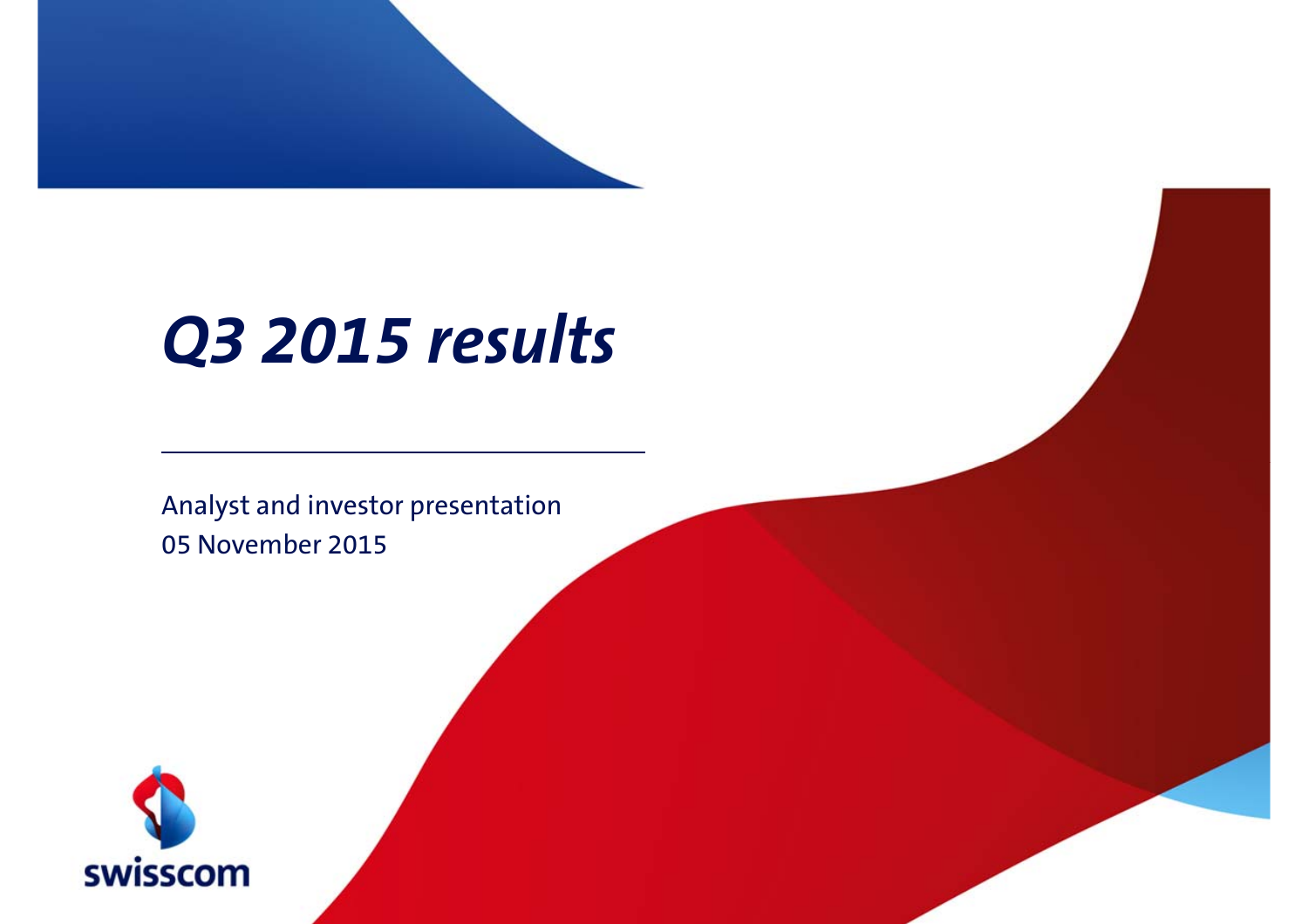# *Q3 2015 results*

Analyst and investor presentation
05 November 2015

swisscom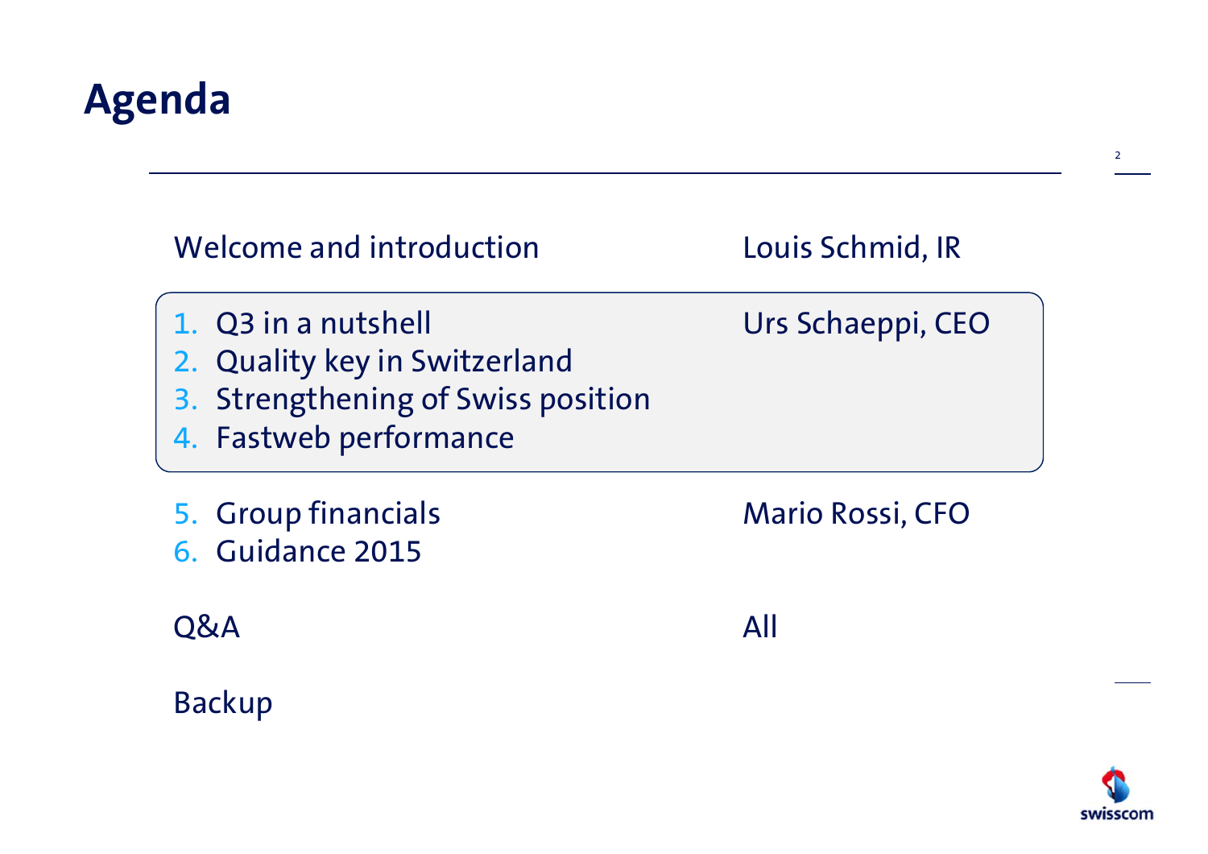# Agenda

| | |
|---|---|
| Welcome and introduction | Louis Schmid, IR |
| 1. Q3 in a nutshell<br>2. Quality key in Switzerland<br>3. Strengthening of Swiss position<br>4. Fastweb performance | Urs Schaeppi, CEO |
| 5. Group financials<br>6. Guidance 2015 | Mario Rossi, CFO |
| Q&A | All |
| Backup | |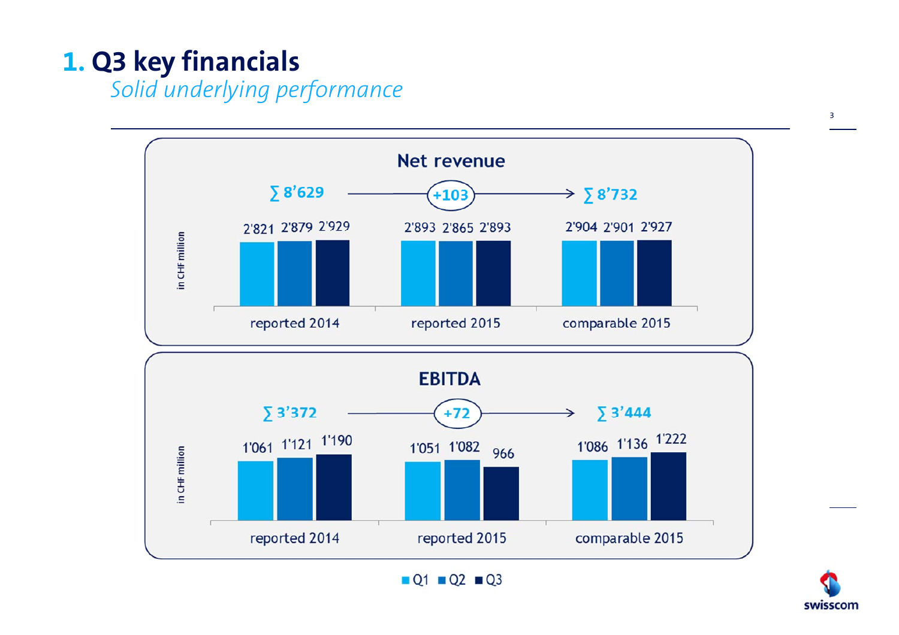# 1. Q3 key financials

*Solid underlying performance*

## Net revenue

in CHF million

| | Q1 | Q2 | Q3 | Σ |
|---|---|---|---|---|
| reported 2014 | 2'821 | 2'879 | 2'929 | ∑ 8'629 |
| reported 2015 | 2'893 | 2'865 | 2'893 | |
| comparable 2015 | 2'904 | 2'901 | 2'927 | ∑ 8'732 |

∑ 8'629 → +103 → ∑ 8'732

## EBITDA

in CHF million

| | Q1 | Q2 | Q3 | Σ |
|---|---|---|---|---|
| reported 2014 | 1'061 | 1'121 | 1'190 | ∑ 3'372 |
| reported 2015 | 1'051 | 1'082 | 966 | |
| comparable 2015 | 1'086 | 1'136 | 1'222 | ∑ 3'444 |

∑ 3'372 → +72 → ∑ 3'444

■ Q1 ■ Q2 ■ Q3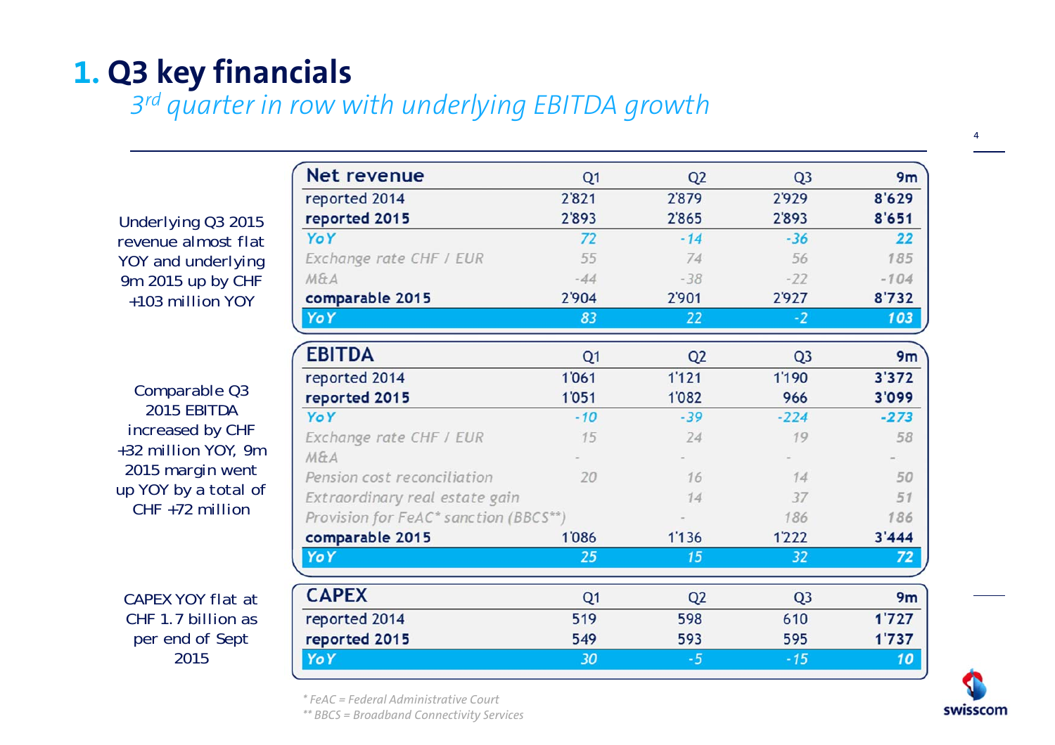# 1. Q3 key financials

*3rd quarter in row with underlying EBITDA growth*

Underlying Q3 2015 revenue almost flat YOY and underlying 9m 2015 up by CHF +103 million YOY

| Net revenue | Q1 | Q2 | Q3 | 9m |
|---|---|---|---|---|
| reported 2014 | 2'821 | 2'879 | 2'929 | **8'629** |
| **reported 2015** | **2'893** | **2'865** | **2'893** | **8'651** |
| *YoY* | *72* | *-14* | *-36* | ***22*** |
| *Exchange rate CHF / EUR* | *55* | *74* | *56* | *185* |
| *M&A* | *-44* | *-38* | *-22* | *-104* |
| **comparable 2015** | 2'904 | 2'901 | 2'927 | **8'732** |
| ***YoY*** | *83* | *22* | *-2* | ***103*** |

Comparable Q3 2015 EBITDA increased by CHF +32 million YOY, 9m 2015 margin went up YOY by a total of CHF +72 million

| EBITDA | Q1 | Q2 | Q3 | 9m |
|---|---|---|---|---|
| reported 2014 | 1'061 | 1'121 | 1'190 | **3'372** |
| **reported 2015** | **1'051** | **1'082** | **966** | **3'099** |
| *YoY* | *-10* | *-39* | *-224* | ***-273*** |
| *Exchange rate CHF / EUR* | *15* | *24* | *19* | *58* |
| *M&A* | - | - | - | - |
| *Pension cost reconciliation* | *20* | *16* | *14* | *50* |
| *Extraordinary real estate gain* | | *14* | *37* | *51* |
| *Provision for FeAC* sanction (BBCS**)* | | - | *186* | *186* |
| **comparable 2015** | 1'086 | 1'136 | 1'222 | **3'444** |
| ***YoY*** | *25* | *15* | *32* | ***72*** |

CAPEX YOY flat at CHF 1.7 billion as per end of Sept 2015

| CAPEX | Q1 | Q2 | Q3 | 9m |
|---|---|---|---|---|
| reported 2014 | 519 | 598 | 610 | **1'727** |
| **reported 2015** | **549** | **593** | **595** | **1'737** |
| ***YoY*** | *30* | *-5* | *-15* | ***10*** |

*\* FeAC = Federal Administrative Court*

*\*\* BBCS = Broadband Connectivity Services*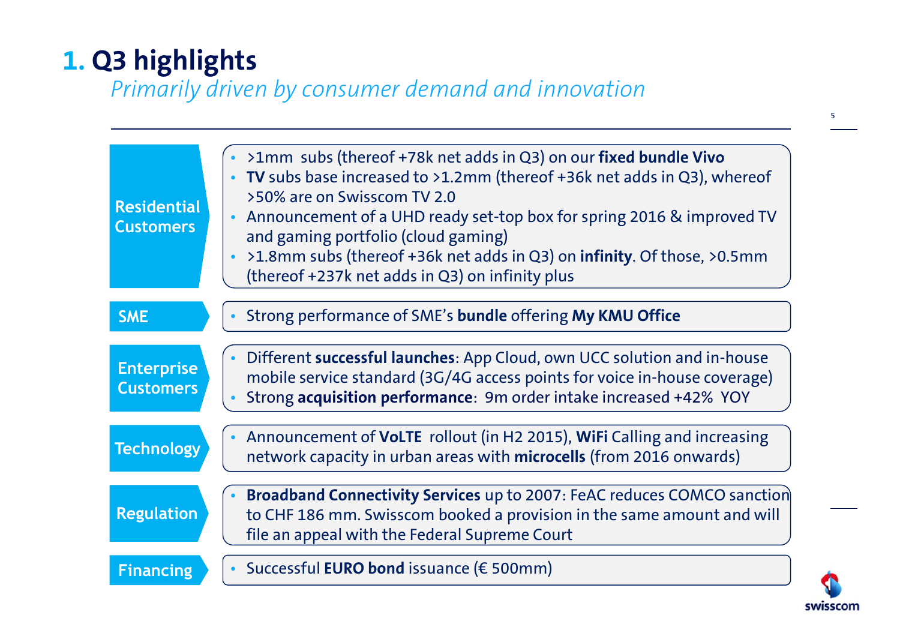# 1. Q3 highlights

*Primarily driven by consumer demand and innovation*

**Residential Customers**

- >1mm subs (thereof +78k net adds in Q3) on our **fixed bundle Vivo**
- **TV** subs base increased to >1.2mm (thereof +36k net adds in Q3), whereof >50% are on Swisscom TV 2.0
- Announcement of a UHD ready set-top box for spring 2016 & improved TV and gaming portfolio (cloud gaming)
- >1.8mm subs (thereof +36k net adds in Q3) on **infinity**. Of those, >0.5mm (thereof +237k net adds in Q3) on infinity plus

**SME**

- Strong performance of SME's **bundle** offering **My KMU Office**

**Enterprise Customers**

- Different **successful launches**: App Cloud, own UCC solution and in-house mobile service standard (3G/4G access points for voice in-house coverage)
- Strong **acquisition performance**: 9m order intake increased +42% YOY

**Technology**

- Announcement of **VoLTE** rollout (in H2 2015), **WiFi** Calling and increasing network capacity in urban areas with **microcells** (from 2016 onwards)

**Regulation**

- **Broadband Connectivity Services** up to 2007: FeAC reduces COMCO sanction to CHF 186 mm. Swisscom booked a provision in the same amount and will file an appeal with the Federal Supreme Court

**Financing**

- Successful **EURO bond** issuance (€ 500mm)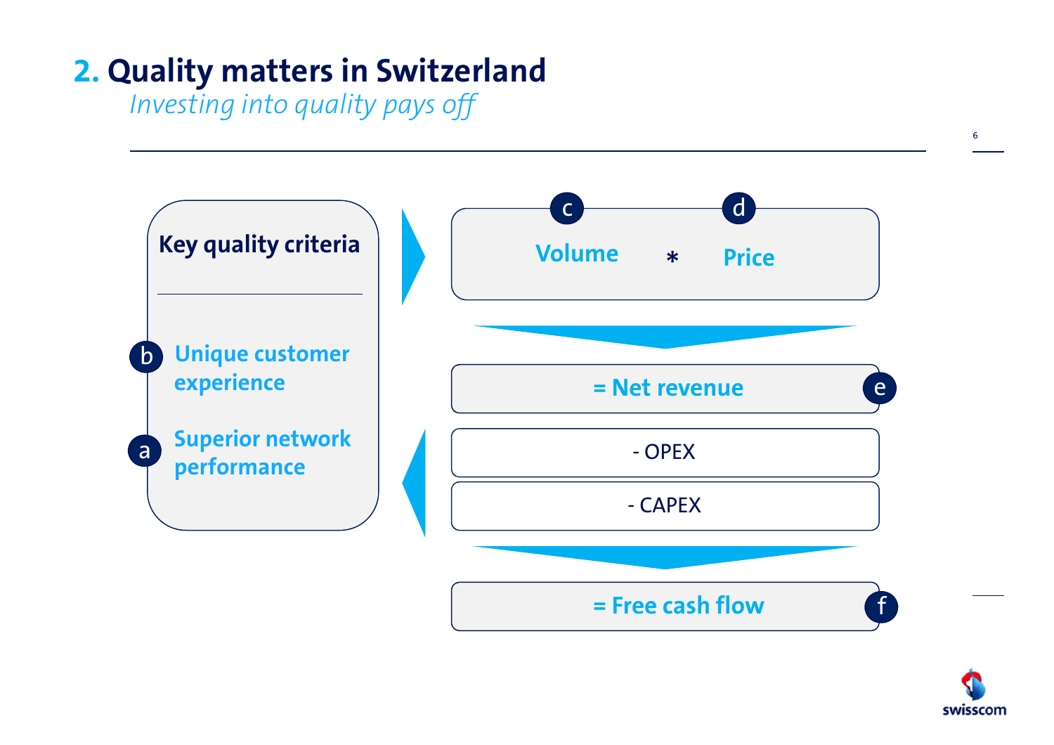# 2. Quality matters in Switzerland

*Investing into quality pays off*

**Key quality criteria**

- **b** Unique customer experience
- **a** Superior network performance

**c** Volume * **d** Price

= Net revenue **e**

- OPEX

- CAPEX

= Free cash flow **f**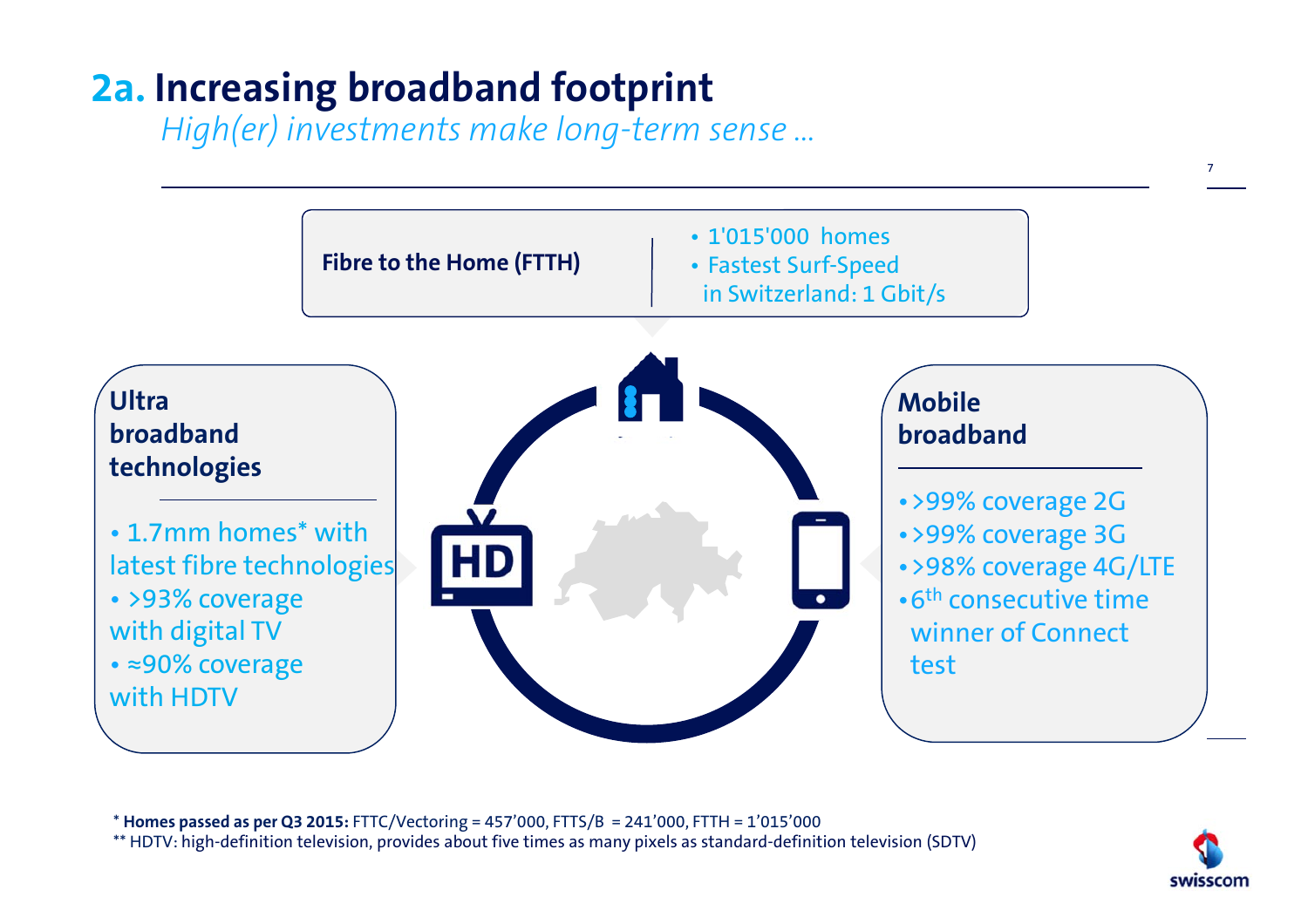# 2a. Increasing broadband footprint

*High(er) investments make long-term sense ...*

**Fibre to the Home (FTTH)**

- 1'015'000 homes
- Fastest Surf-Speed in Switzerland: 1 Gbit/s

**Ultra broadband technologies**

- 1.7mm homes* with latest fibre technologies
- >93% coverage with digital TV
- ≈90% coverage with HDTV

**Mobile broadband**

- >99% coverage 2G
- >99% coverage 3G
- >98% coverage 4G/LTE
- 6th consecutive time winner of Connect test

\* **Homes passed as per Q3 2015:** FTTC/Vectoring = 457'000, FTTS/B = 241'000, FTTH = 1'015'000

** HDTV: high-definition television, provides about five times as many pixels as standard-definition television (SDTV)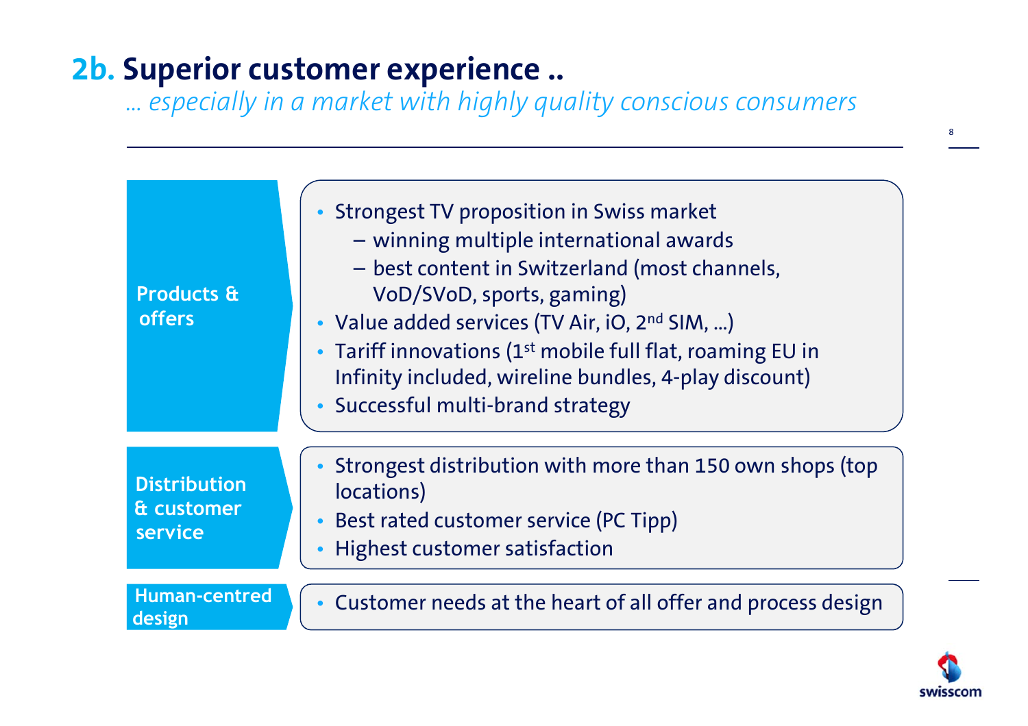# 2b. Superior customer experience ..

*... especially in a market with highly quality conscious consumers*

**Products & offers**

- Strongest TV proposition in Swiss market
  - winning multiple international awards
  - best content in Switzerland (most channels, VoD/SVoD, sports, gaming)
- Value added services (TV Air, iO, 2nd SIM, ...)
- Tariff innovations (1st mobile full flat, roaming EU in Infinity included, wireline bundles, 4-play discount)
- Successful multi-brand strategy

**Distribution & customer service**

- Strongest distribution with more than 150 own shops (top locations)
- Best rated customer service (PC Tipp)
- Highest customer satisfaction

**Human-centred design**

- Customer needs at the heart of all offer and process design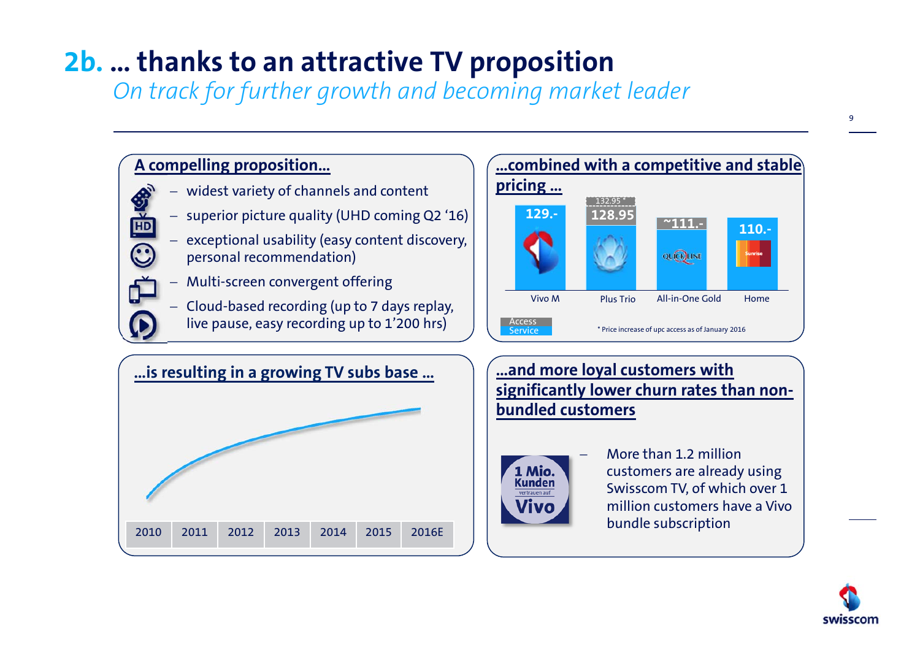# 2b. ... thanks to an attractive TV proposition

*On track for further growth and becoming market leader*

## A compelling proposition...

- widest variety of channels and content
- superior picture quality (UHD coming Q2 '16)
- exceptional usability (easy content discovery, personal recommendation)
- Multi-screen convergent offering
- Cloud-based recording (up to 7 days replay, live pause, easy recording up to 1'200 hrs)

## ...combined with a competitive and stable pricing ...

| | Vivo M | Plus Trio | All-in-One Gold | Home |
|---|---|---|---|---|
| Access Service | 129.- | 128.95 (132.95 *) | ~111.- | 110.- |

\* Price increase of upc access as of January 2016

## ...is resulting in a growing TV subs base ...

2010 | 2011 | 2012 | 2013 | 2014 | 2015 | 2016E

## ...and more loyal customers with significantly lower churn rates than non-bundled customers

1 Mio. Kunden vertrauen auf Vivo

- More than 1.2 million customers are already using Swisscom TV, of which over 1 million customers have a Vivo bundle subscription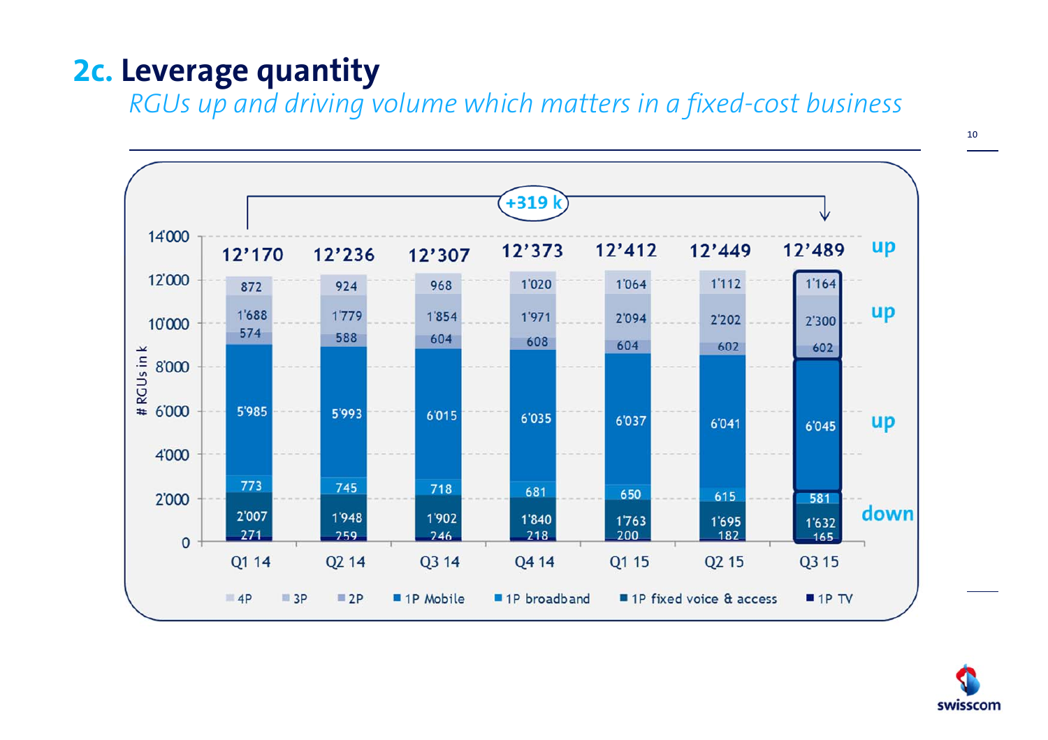## 2c. Leverage quantity

*RGUs up and driving volume which matters in a fixed-cost business*

+319 k

| # RGUs in k | Q1 14 | Q2 14 | Q3 14 | Q4 14 | Q1 15 | Q2 15 | Q3 15 | |
|---|---|---|---|---|---|---|---|---|
| Total | 12'170 | 12'236 | 12'307 | 12'373 | 12'412 | 12'449 | 12'489 | up |
| 4P | 872 | 924 | 968 | 1'020 | 1'064 | 1'112 | 1'164 | |
| 3P | 1'688 | 1'779 | 1'854 | 1'971 | 2'094 | 2'202 | 2'300 | up |
| 2P | 574 | 588 | 604 | 608 | 604 | 602 | 602 | |
| 1P Mobile | 5'985 | 5'993 | 6'015 | 6'035 | 6'037 | 6'041 | 6'045 | up |
| 1P broadband | 773 | 745 | 718 | 681 | 650 | 615 | 581 | |
| 1P fixed voice & access | 2'007 | 1'948 | 1'902 | 1'840 | 1'763 | 1'695 | 1'632 | down |
| 1P TV | 271 | 259 | 246 | 218 | 200 | 182 | 165 | |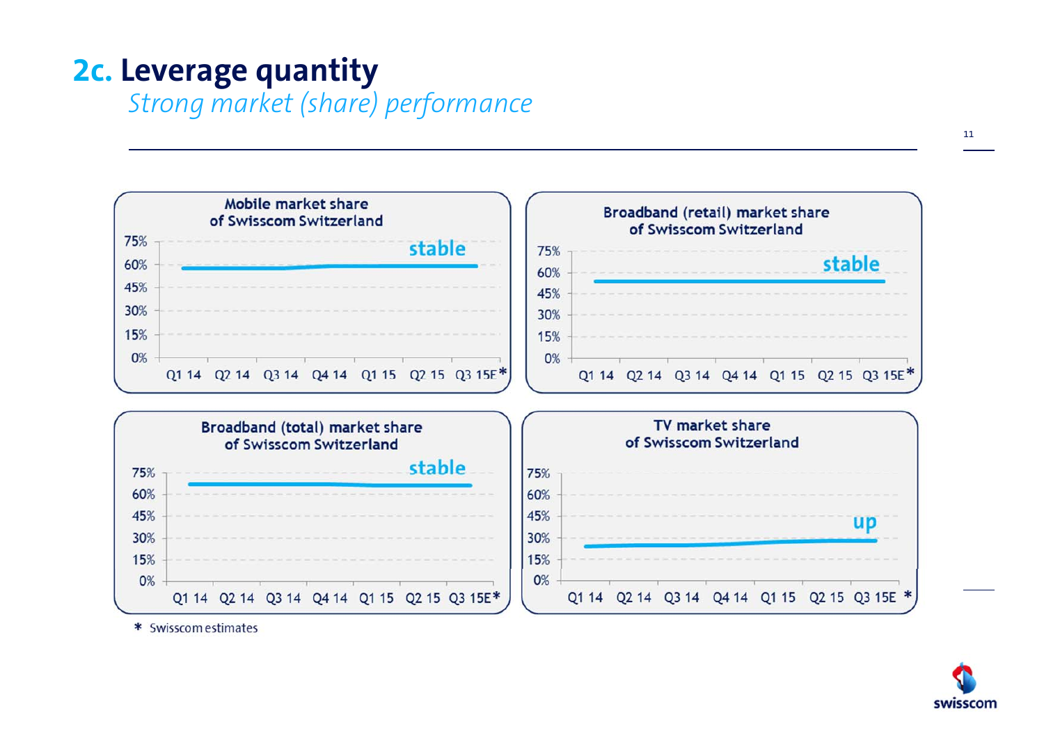# 2c. Leverage quantity

*Strong market (share) performance*

### Mobile market share of Swisscom Switzerland

stable

Q1 14 · Q2 14 · Q3 14 · Q4 14 · Q1 15 · Q2 15 · Q3 15E*

### Broadband (retail) market share of Swisscom Switzerland

stable

Q1 14 · Q2 14 · Q3 14 · Q4 14 · Q1 15 · Q2 15 · Q3 15E*

### Broadband (total) market share of Swisscom Switzerland

stable

Q1 14 · Q2 14 · Q3 14 · Q4 14 · Q1 15 · Q2 15 · Q3 15E*

### TV market share of Swisscom Switzerland

up

Q1 14 · Q2 14 · Q3 14 · Q4 14 · Q1 15 · Q2 15 · Q3 15E*

\* Swisscom estimates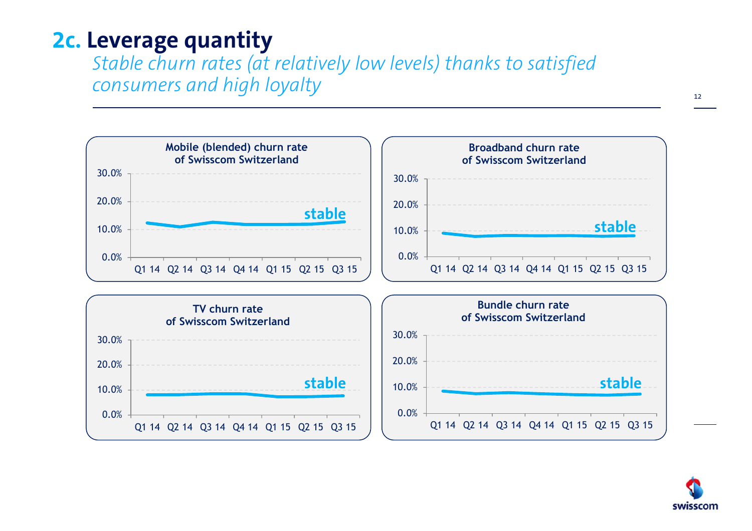# 2c. Leverage quantity

*Stable churn rates (at relatively low levels) thanks to satisfied consumers and high loyalty*

**Mobile (blended) churn rate of Swisscom Switzerland**

30.0%
20.0%
10.0%
0.0%

Q1 14 Q2 14 Q3 14 Q4 14 Q1 15 Q2 15 Q3 15

**stable**

**Broadband churn rate of Swisscom Switzerland**

30.0%
20.0%
10.0%
0.0%

Q1 14 Q2 14 Q3 14 Q4 14 Q1 15 Q2 15 Q3 15

**stable**

**TV churn rate of Swisscom Switzerland**

30.0%
20.0%
10.0%
0.0%

Q1 14 Q2 14 Q3 14 Q4 14 Q1 15 Q2 15 Q3 15

**stable**

**Bundle churn rate of Swisscom Switzerland**

30.0%
20.0%
10.0%
0.0%

Q1 14 Q2 14 Q3 14 Q4 14 Q1 15 Q2 15 Q3 15

**stable**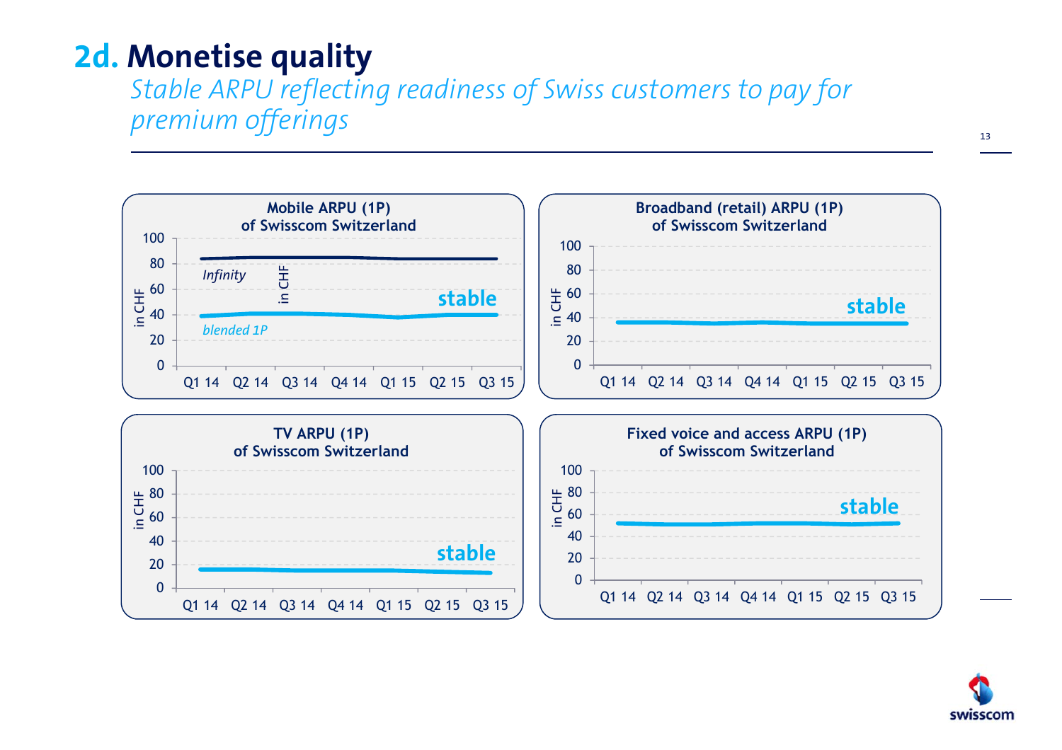# 2d. Monetise quality

*Stable ARPU reflecting readiness of Swiss customers to pay for premium offerings*

**Mobile ARPU (1P) of Swisscom Switzerland**

in CHF

100
80
60
40
20
0

*Infinity*

*blended 1P*

stable

Q1 14 Q2 14 Q3 14 Q4 14 Q1 15 Q2 15 Q3 15

**Broadband (retail) ARPU (1P) of Swisscom Switzerland**

in CHF

100
80
60
40
20
0

stable

Q1 14 Q2 14 Q3 14 Q4 14 Q1 15 Q2 15 Q3 15

**TV ARPU (1P) of Swisscom Switzerland**

in CHF

100
80
60
40
20
0

stable

Q1 14 Q2 14 Q3 14 Q4 14 Q1 15 Q2 15 Q3 15

**Fixed voice and access ARPU (1P) of Swisscom Switzerland**

in CHF

100
80
60
40
20
0

stable

Q1 14 Q2 14 Q3 14 Q4 14 Q1 15 Q2 15 Q3 15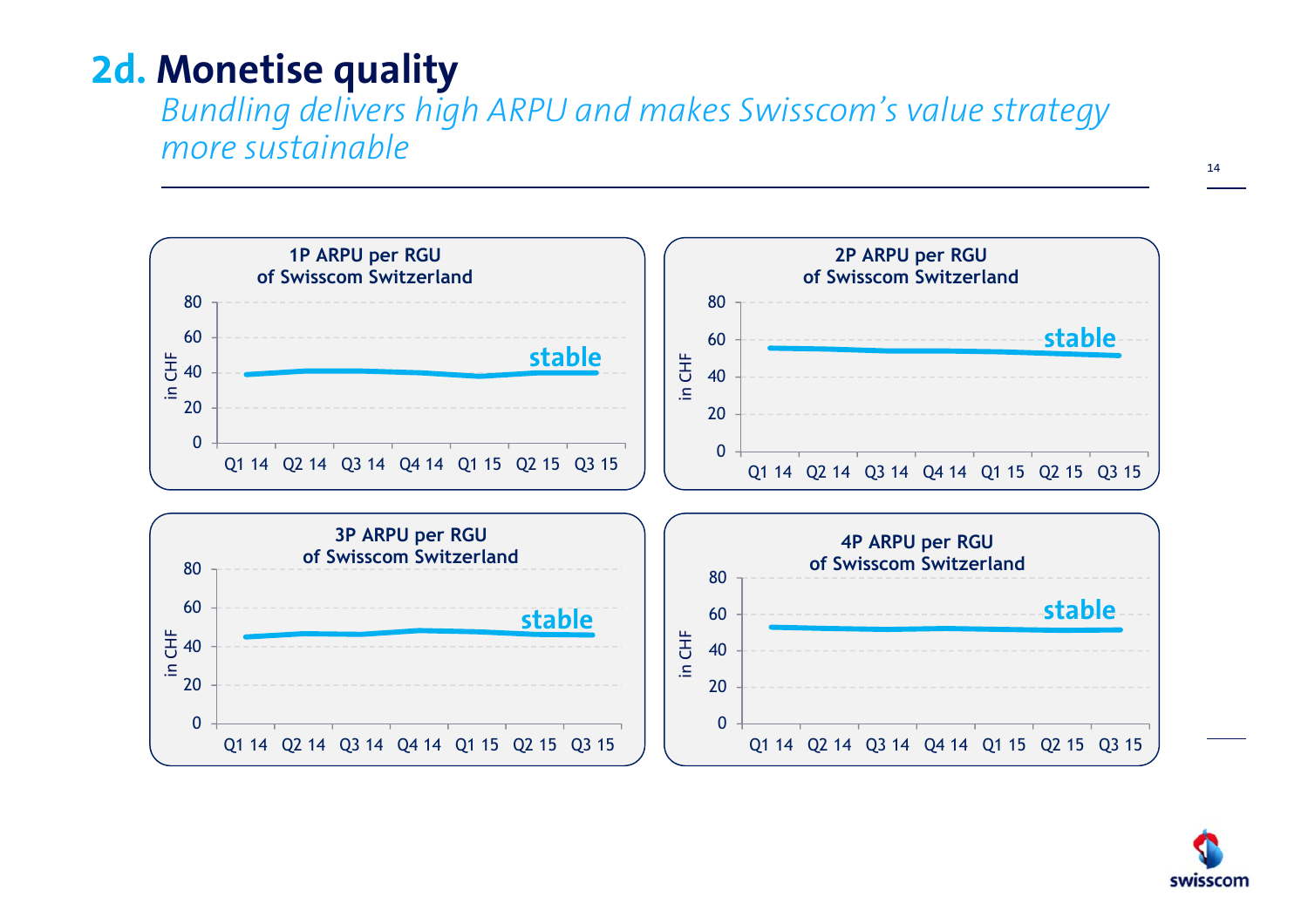# 2d. Monetise quality

*Bundling delivers high ARPU and makes Swisscom's value strategy more sustainable*

**1P ARPU per RGU of Swisscom Switzerland**

in CHF; Q1 14 – Q3 15: **stable**

**2P ARPU per RGU of Swisscom Switzerland**

in CHF; Q1 14 – Q3 15: **stable**

**3P ARPU per RGU of Swisscom Switzerland**

in CHF; Q1 14 – Q3 15: **stable**

**4P ARPU per RGU of Swisscom Switzerland**

in CHF; Q1 14 – Q3 15: **stable**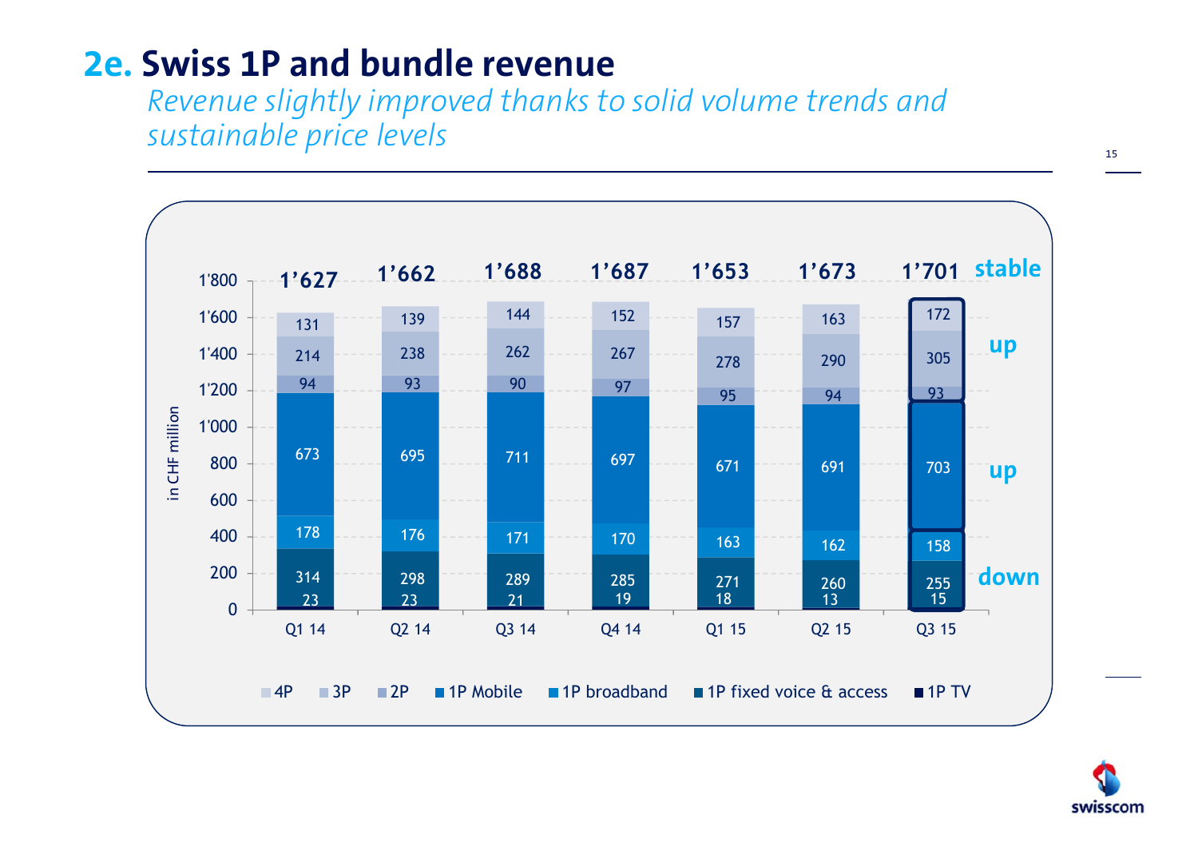# 2e. Swiss 1P and bundle revenue

*Revenue slightly improved thanks to solid volume trends and sustainable price levels*

in CHF million

| | Q1 14 | Q2 14 | Q3 14 | Q4 14 | Q1 15 | Q2 15 | Q3 15 | |
|---|---|---|---|---|---|---|---|---|
| 4P | 131 | 139 | 144 | 152 | 157 | 163 | 172 | up |
| 3P | 214 | 238 | 262 | 267 | 278 | 290 | 305 | |
| 2P | 94 | 93 | 90 | 97 | 95 | 94 | 93 | |
| 1P Mobile | 673 | 695 | 711 | 697 | 671 | 691 | 703 | up |
| 1P broadband | 178 | 176 | 171 | 170 | 163 | 162 | 158 | down |
| 1P fixed voice & access | 314 | 298 | 289 | 285 | 271 | 260 | 255 | |
| 1P TV | 23 | 23 | 21 | 19 | 18 | 13 | 15 | |
| **Total** | **1'627** | **1'662** | **1'688** | **1'687** | **1'653** | **1'673** | **1'701** | stable |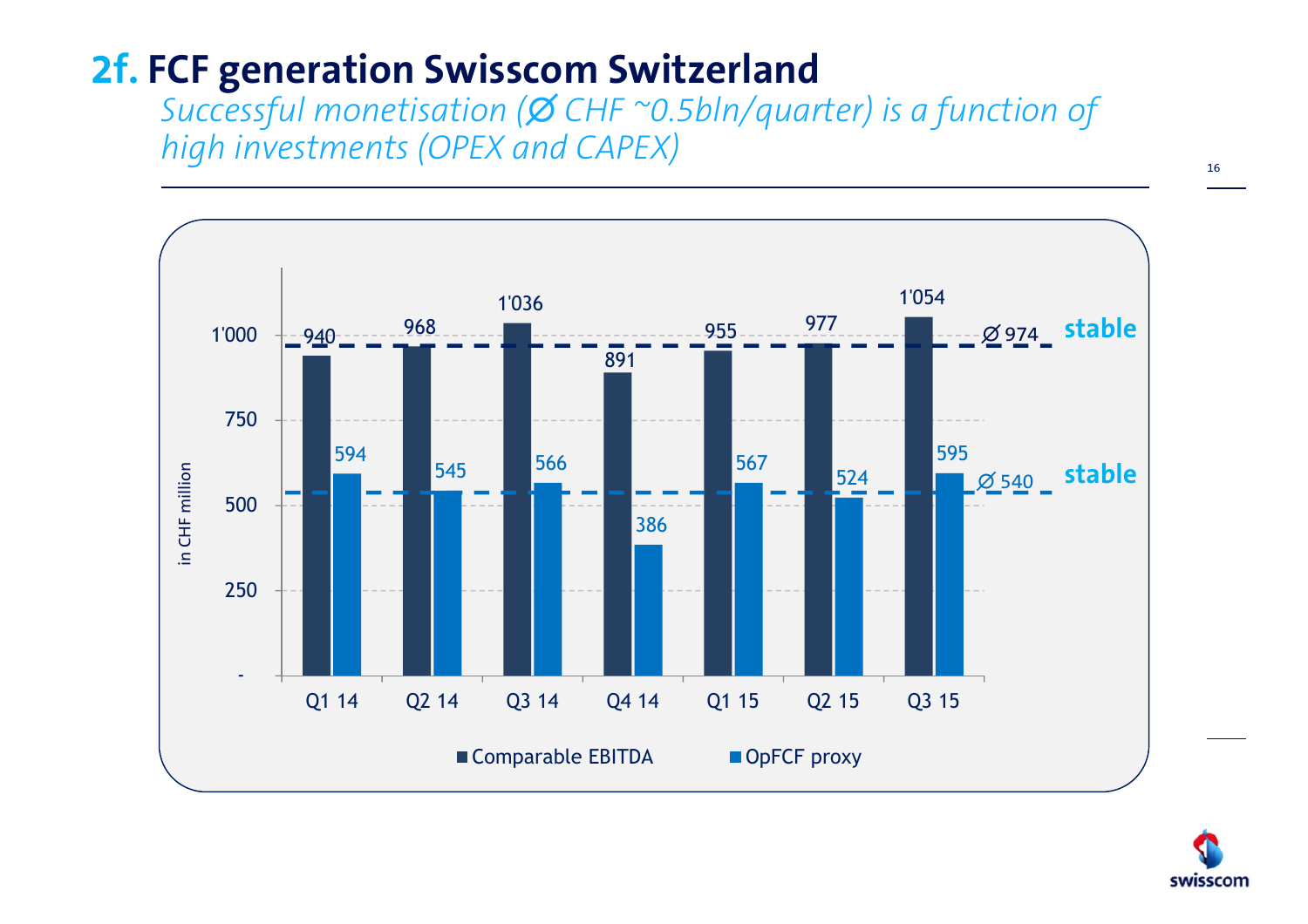## 2f. FCF generation Swisscom Switzerland

*Successful monetisation (Ø CHF ~0.5bln/quarter) is a function of high investments (OPEX and CAPEX)*

in CHF million

| | Q1 14 | Q2 14 | Q3 14 | Q4 14 | Q1 15 | Q2 15 | Q3 15 | Ø | |
|---|---|---|---|---|---|---|---|---|---|
| Comparable EBITDA | 940 | 968 | 1'036 | 891 | 955 | 977 | 1'054 | 974 | stable |
| OpFCF proxy | 594 | 545 | 566 | 386 | 567 | 524 | 595 | 540 | stable |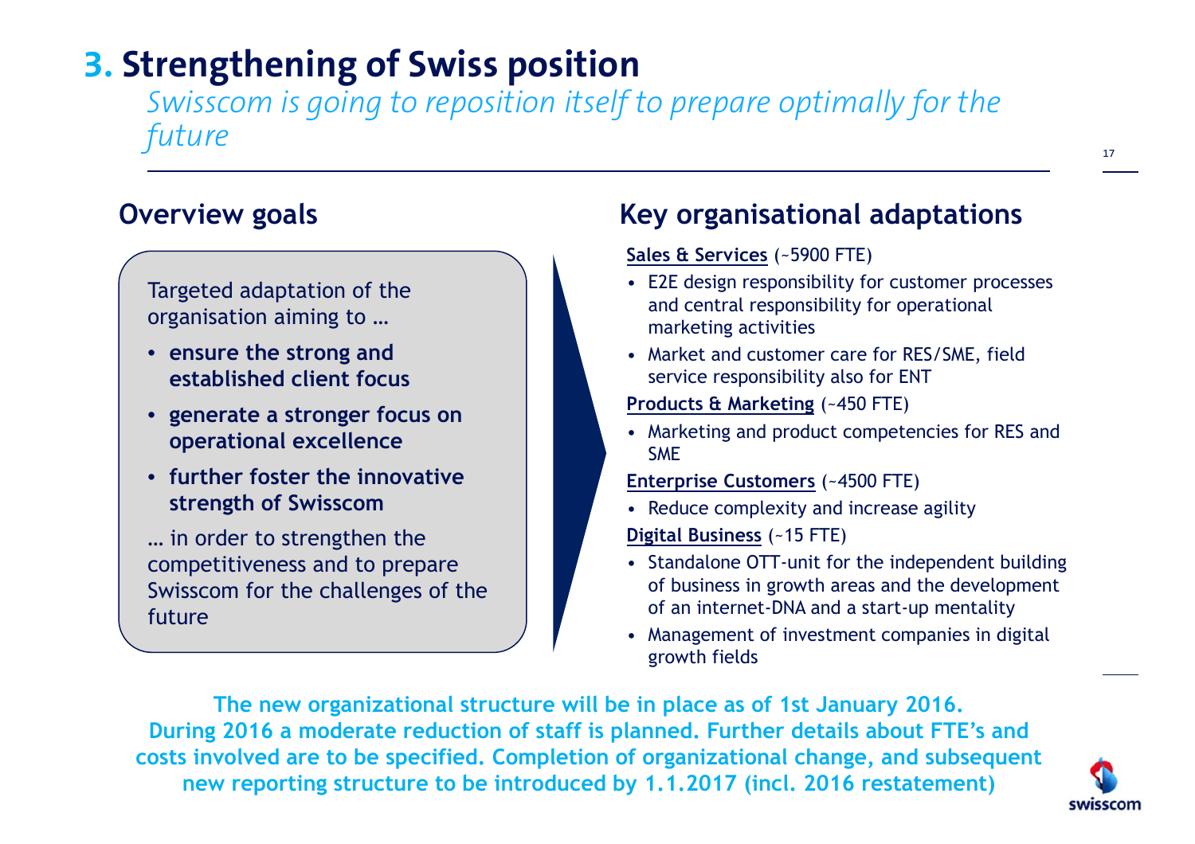# 3. Strengthening of Swiss position

*Swisscom is going to reposition itself to prepare optimally for the future*

## Overview goals

Targeted adaptation of the organisation aiming to …

- **ensure the strong and established client focus**
- **generate a stronger focus on operational excellence**
- **further foster the innovative strength of Swisscom**

… in order to strengthen the competitiveness and to prepare Swisscom for the challenges of the future

## Key organisational adaptations

**Sales & Services** (~5900 FTE)

- E2E design responsibility for customer processes and central responsibility for operational marketing activities
- Market and customer care for RES/SME, field service responsibility also for ENT

**Products & Marketing** (~450 FTE)

- Marketing and product competencies for RES and SME

**Enterprise Customers** (~4500 FTE)

- Reduce complexity and increase agility

**Digital Business** (~15 FTE)

- Standalone OTT-unit for the independent building of business in growth areas and the development of an internet-DNA and a start-up mentality
- Management of investment companies in digital growth fields

**The new organizational structure will be in place as of 1st January 2016. During 2016 a moderate reduction of staff is planned. Further details about FTE's and costs involved are to be specified. Completion of organizational change, and subsequent new reporting structure to be introduced by 1.1.2017 (incl. 2016 restatement)**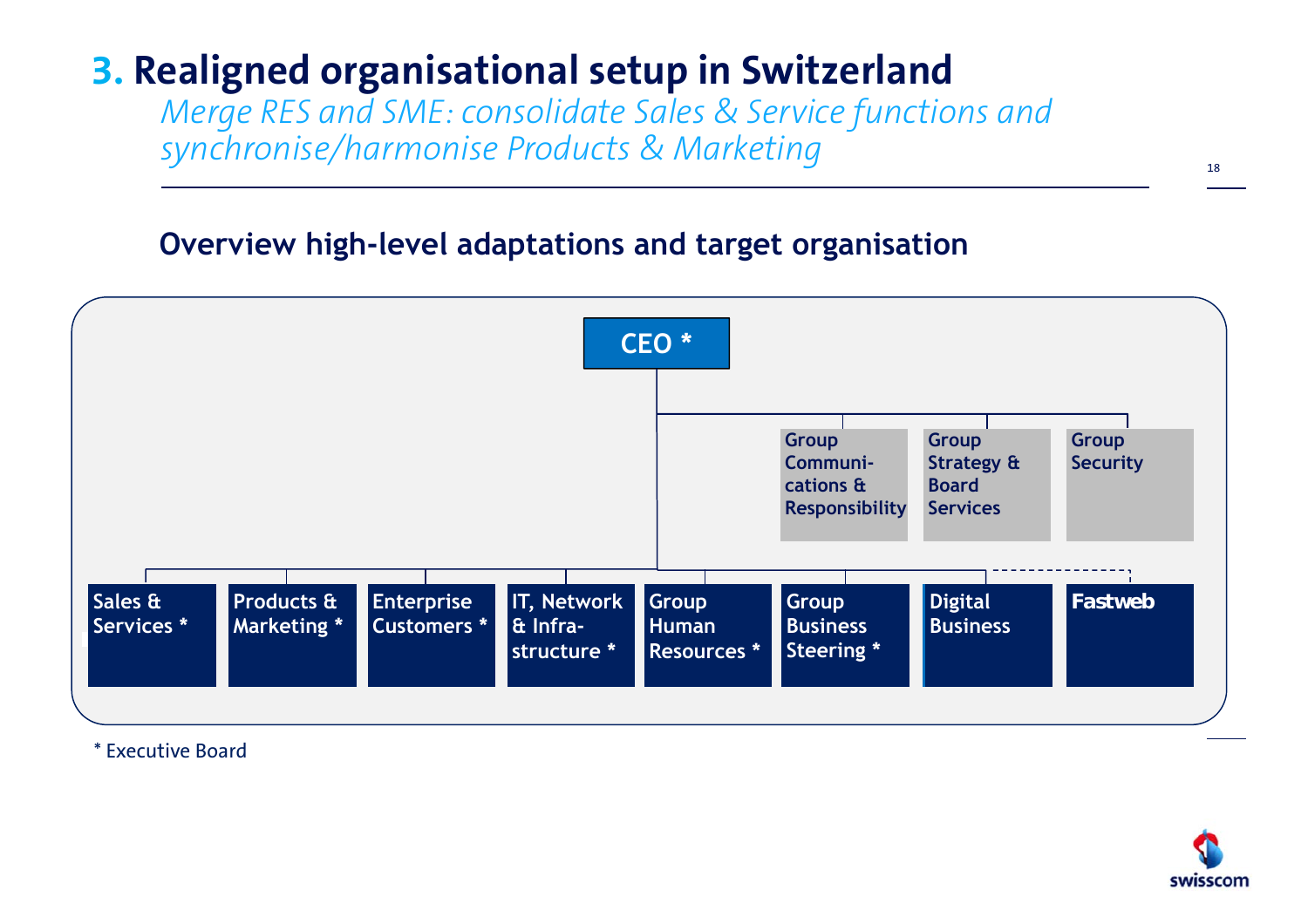# 3. Realigned organisational setup in Switzerland

*Merge RES and SME: consolidate Sales & Service functions and synchronise/harmonise Products & Marketing*

## Overview high-level adaptations and target organisation

**CEO ***

Staff functions reporting to CEO:
- Group Communi-cations & Responsibility
- Group Strategy & Board Services
- Group Security

Business units and functions:
- Sales & Services *
- Products & Marketing *
- Enterprise Customers *
- IT, Network & Infra-structure *
- Group Human Resources *
- Group Business Steering *
- Digital Business
- Fastweb

\* Executive Board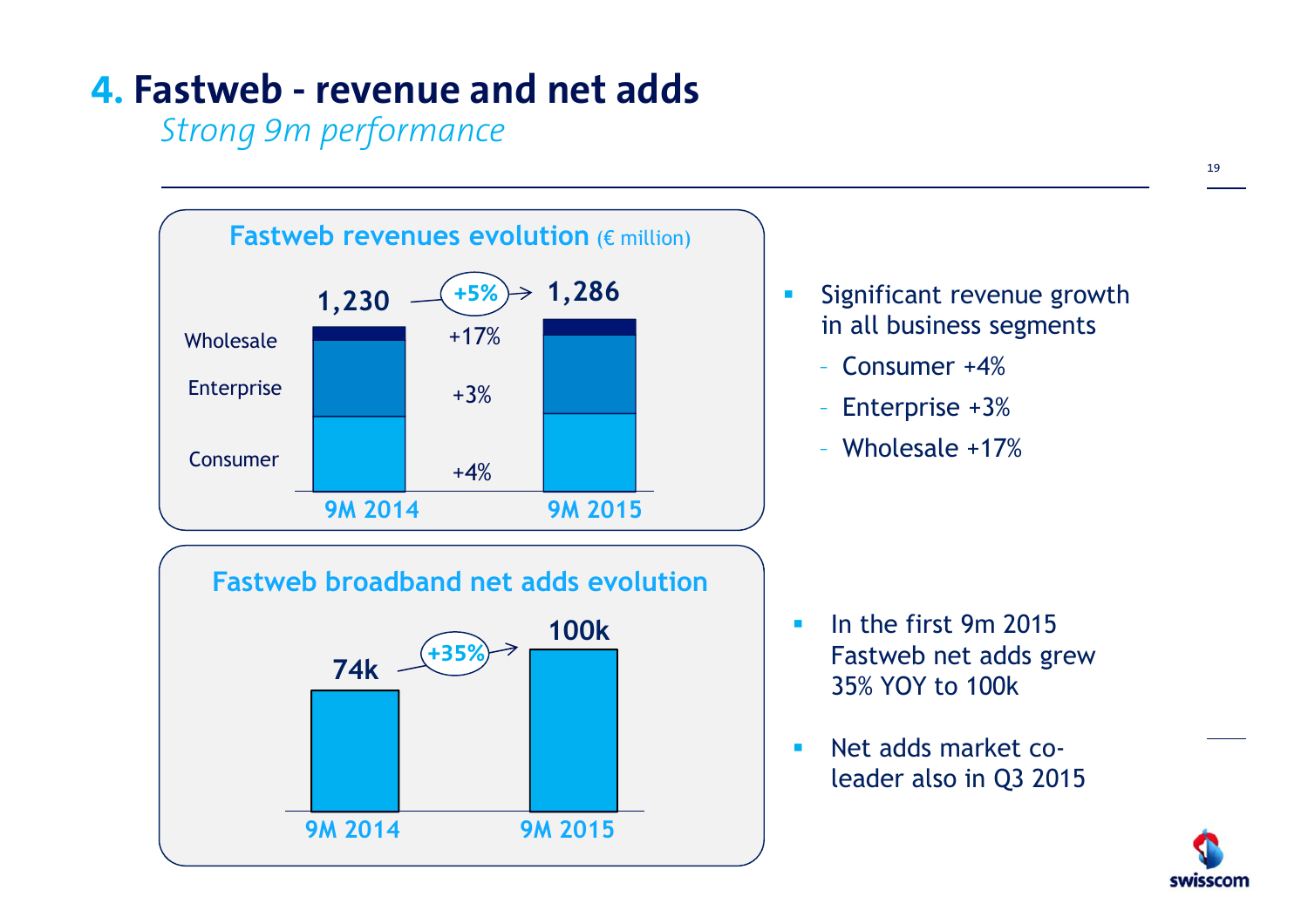# 4. Fastweb - revenue and net adds

*Strong 9m performance*

### Fastweb revenues evolution (€ million)

| | 9M 2014 | Change | 9M 2015 |
|---|---|---|---|
| Total | 1,230 | +5% | 1,286 |
| Wholesale | | +17% | |
| Enterprise | | +3% | |
| Consumer | | +4% | |

- Significant revenue growth in all business segments
  - Consumer +4%
  - Enterprise +3%
  - Wholesale +17%

### Fastweb broadband net adds evolution

| 9M 2014 | Change | 9M 2015 |
|---|---|---|
| 74k | +35% | 100k |

- In the first 9m 2015 Fastweb net adds grew 35% YOY to 100k
- Net adds market co-leader also in Q3 2015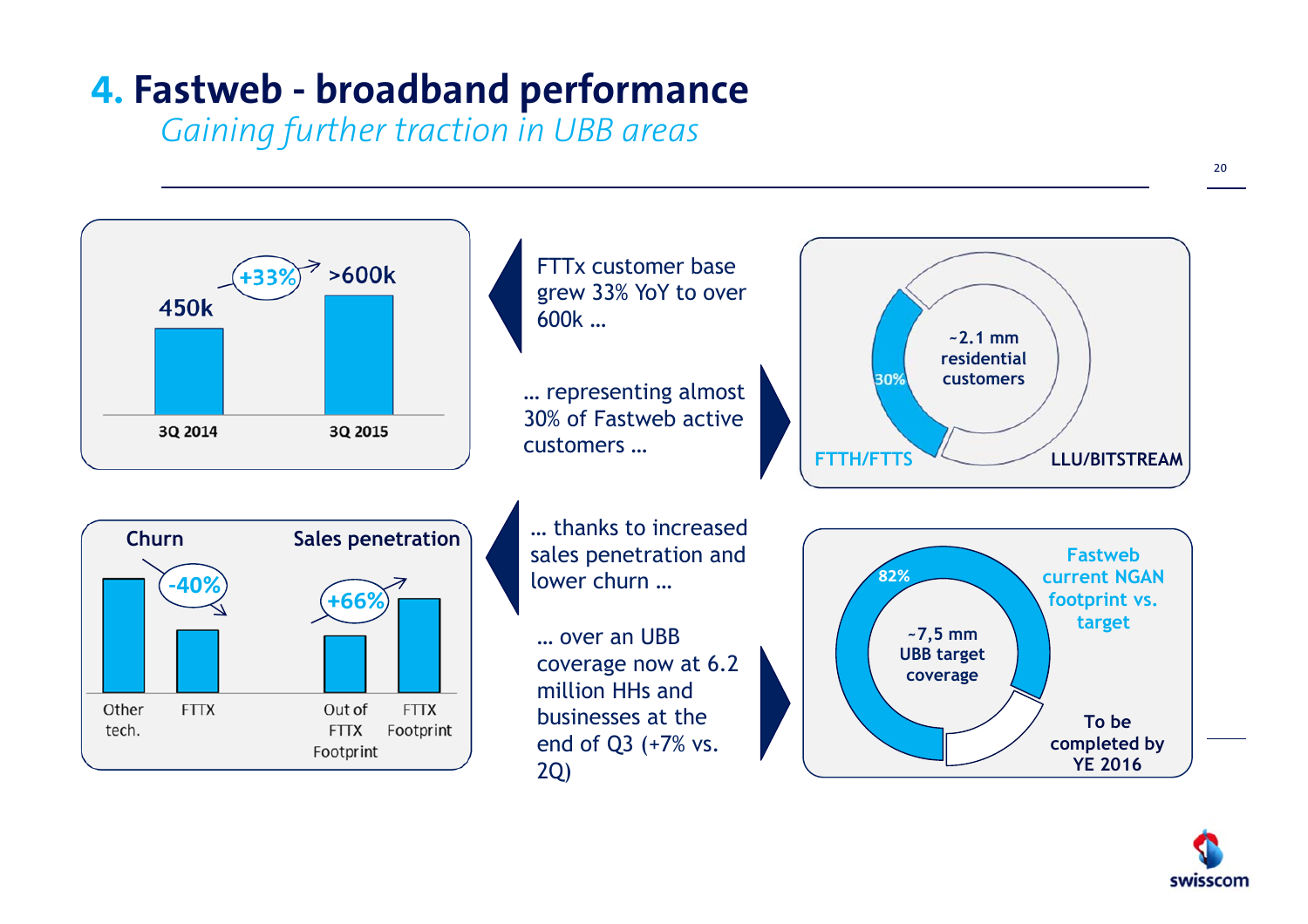# 4. Fastweb - broadband performance

*Gaining further traction in UBB areas*

| | 3Q 2014 | 3Q 2015 |
|---|---|---|
| FTTx customers | 450k | >600k |

+33%

FTTx customer base grew 33% YoY to over 600k ...

... representing almost 30% of Fastweb active customers ...

~2.1 mm residential customers

- FTTH/FTTS: 30%
- LLU/BITSTREAM

**Churn**: Other tech. vs. FTTX: -40%

**Sales penetration**: Out of FTTX Footprint vs. FTTX Footprint: +66%

... thanks to increased sales penetration and lower churn ...

... over an UBB coverage now at 6.2 million HHs and businesses at the end of Q3 (+7% vs. 2Q)

~7,5 mm UBB target coverage

- Fastweb current NGAN footprint vs. target: 82%
- To be completed by YE 2016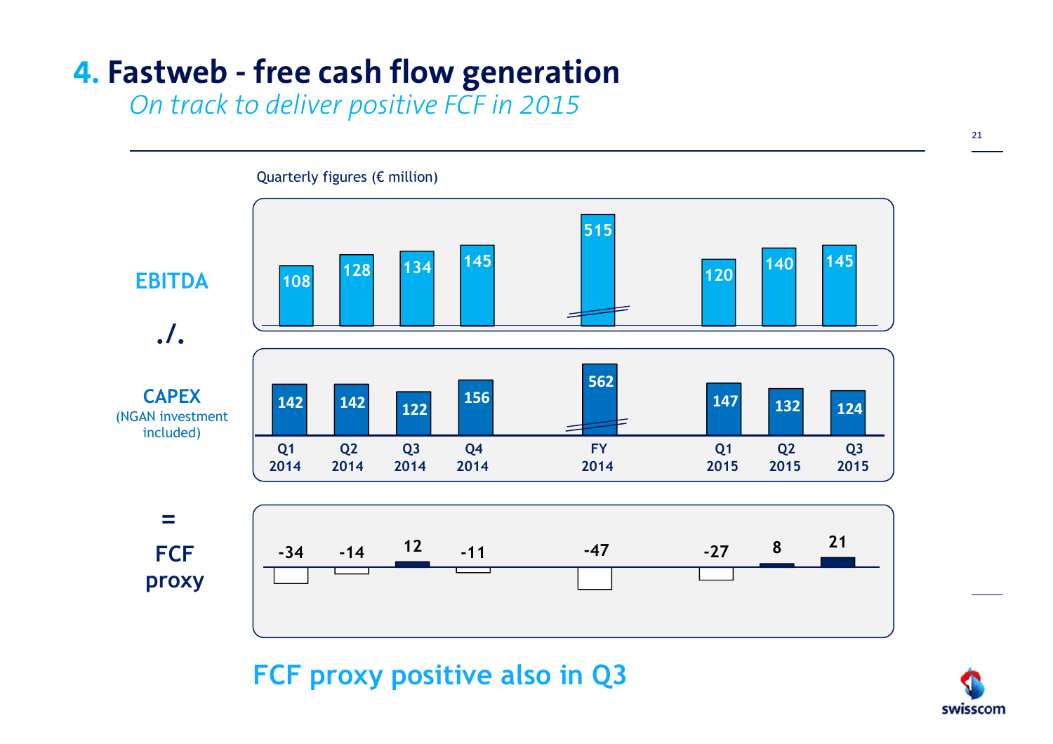# 4. Fastweb - free cash flow generation

*On track to deliver positive FCF in 2015*

Quarterly figures (€ million)

| | Q1 2014 | Q2 2014 | Q3 2014 | Q4 2014 | FY 2014 | Q1 2015 | Q2 2015 | Q3 2015 |
|---|---|---|---|---|---|---|---|---|
| EBITDA | 108 | 128 | 134 | 145 | 515 | 120 | 140 | 145 |
| ./. CAPEX (NGAN investment included) | 142 | 142 | 122 | 156 | 562 | 147 | 132 | 124 |
| = FCF proxy | -34 | -14 | 12 | -11 | -47 | -27 | 8 | 21 |

**FCF proxy positive also in Q3**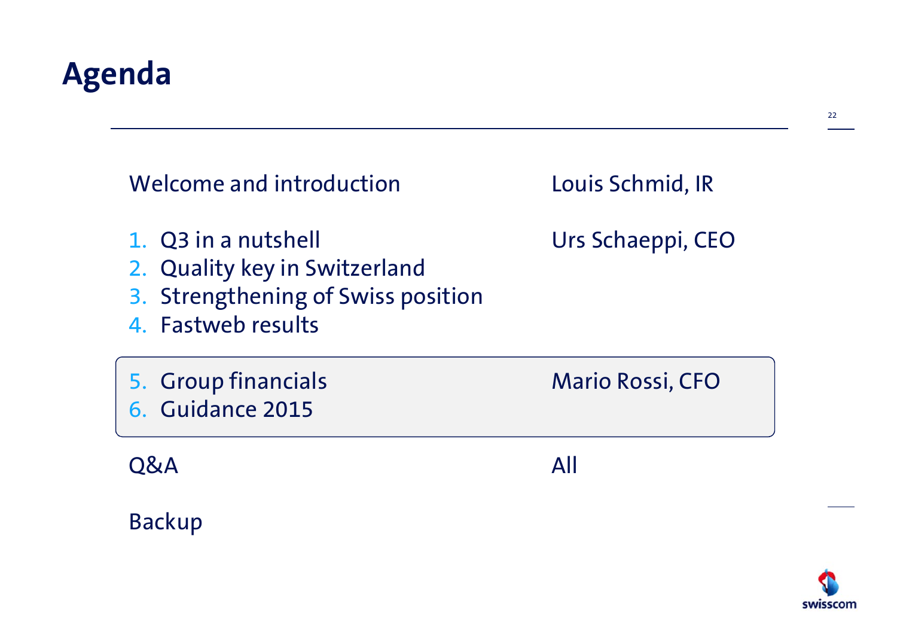# Agenda

| | |
|---|---|
| Welcome and introduction | Louis Schmid, IR |
| 1. Q3 in a nutshell<br>2. Quality key in Switzerland<br>3. Strengthening of Swiss position<br>4. Fastweb results | Urs Schaeppi, CEO |
| 5. Group financials<br>6. Guidance 2015 | Mario Rossi, CFO |
| Q&A | All |
| Backup | |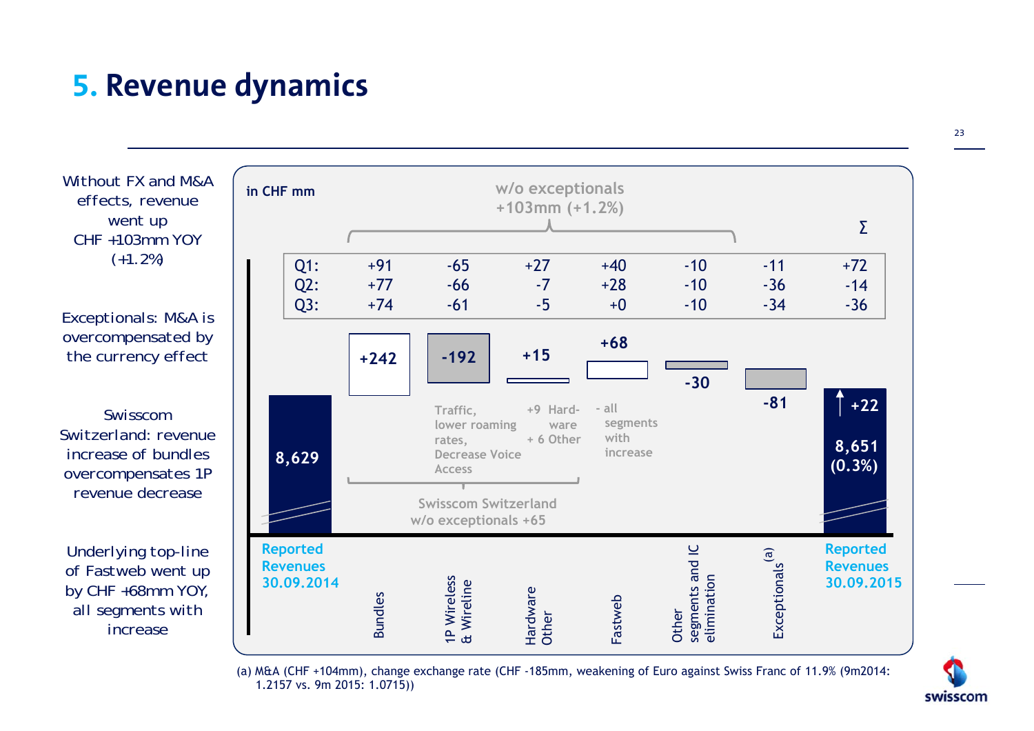# 5. Revenue dynamics

Without FX and M&A effects, revenue went up CHF +103mm YOY (+1.2%)

Exceptionals: M&A is overcompensated by the currency effect

Swisscom Switzerland: revenue increase of bundles overcompensates 1P revenue decrease

Underlying top-line of Fastweb went up by CHF +68mm YOY, all segments with increase

in CHF mm

w/o exceptionals +103mm (+1.2%)

| | Bundles | 1P Wireless & Wireline | Hardware Other | Fastweb | Other segments and IC elimination | Exceptionals (a) | Σ |
|---|---|---|---|---|---|---|---|
| Q1: | +91 | -65 | +27 | +40 | -10 | -11 | +72 |
| Q2: | +77 | -66 | -7 | +28 | -10 | -36 | -14 |
| Q3: | +74 | -61 | -5 | +0 | -10 | -34 | -36 |

| Reported Revenues 30.09.2014 | Bundles | 1P Wireless & Wireline | Hardware Other | Fastweb | Other segments and IC elimination | Exceptionals (a) | Reported Revenues 30.09.2015 |
|---|---|---|---|---|---|---|---|
| 8,629 | +242 | -192 | +15 | +68 | -30 | -81 | 8,651 (0.3%) ↑ +22 |

- 1P Wireless & Wireline: Traffic, lower roaming rates, Decrease Voice Access
- Hardware Other: +9 Hardware + 6 Other
- Fastweb: - all segments with increase

Swisscom Switzerland w/o exceptionals +65

(a) M&A (CHF +104mm), change exchange rate (CHF -185mm, weakening of Euro against Swiss Franc of 11.9% (9m2014: 1.2157 vs. 9m 2015: 1.0715))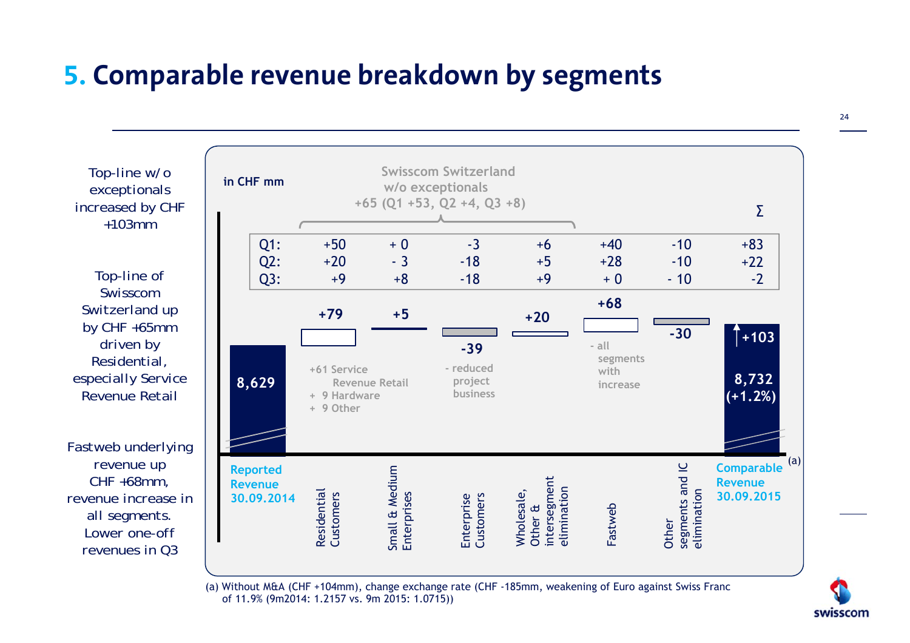# 5. Comparable revenue breakdown by segments

Top-line w/o exceptionals increased by CHF +103mm

Top-line of Swisscom Switzerland up by CHF +65mm driven by Residential, especially Service Revenue Retail

Fastweb underlying revenue up CHF +68mm, revenue increase in all segments. Lower one-off revenues in Q3

in CHF mm

Swisscom Switzerland w/o exceptionals +65 (Q1 +53, Q2 +4, Q3 +8)

| | Residential Customers | Small & Medium Enterprises | Enterprise Customers | Wholesale, Other & intersegment elimination | Fastweb | Other segments and IC elimination | Σ |
|---|---|---|---|---|---|---|---|
| Q1: | +50 | + 0 | -3 | +6 | +40 | -10 | +83 |
| Q2: | +20 | - 3 | -18 | +5 | +28 | -10 | +22 |
| Q3: | +9 | +8 | -18 | +9 | + 0 | - 10 | -2 |

| | Change |
|---|---|
| Reported Revenue 30.09.2014 | 8,629 |
| Residential Customers | +79 |
| Small & Medium Enterprises | +5 |
| Enterprise Customers | -39 |
| Wholesale, Other & intersegment elimination | +20 |
| Fastweb | +68 |
| Other segments and IC elimination | -30 |
| Comparable Revenue 30.09.2015 [(a)] | 8,732 (+1.2%) (+103) |

Residential Customers: +61 Service Revenue Retail, + 9 Hardware, + 9 Other

Enterprise Customers: - reduced project business

Fastweb: - all segments with increase

(a) Without M&A (CHF +104mm), change exchange rate (CHF -185mm, weakening of Euro against Swiss Franc of 11.9% (9m2014: 1.2157 vs. 9m 2015: 1.0715))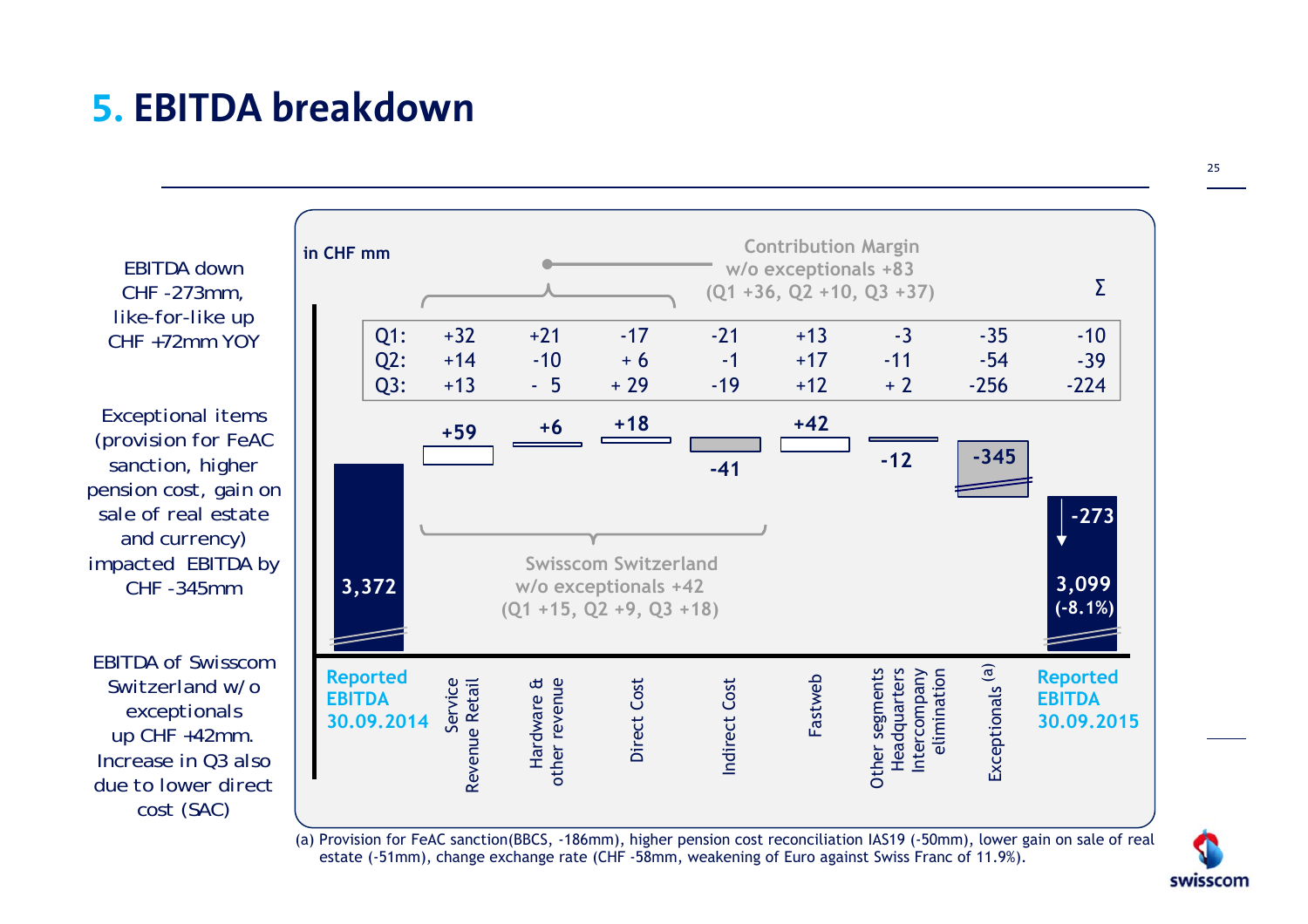# 5. EBITDA breakdown

EBITDA down CHF -273mm, like-for-like up CHF +72mm YOY

Exceptional items (provision for FeAC sanction, higher pension cost, gain on sale of real estate and currency) impacted EBITDA by CHF -345mm

EBITDA of Swisscom Switzerland w/o exceptionals up CHF +42mm. Increase in Q3 also due to lower direct cost (SAC)

in CHF mm

Contribution Margin w/o exceptionals +83 (Q1 +36, Q2 +10, Q3 +37)

Swisscom Switzerland w/o exceptionals +42 (Q1 +15, Q2 +9, Q3 +18)

| | Reported EBITDA 30.09.2014 | Service Revenue Retail | Hardware & other revenue | Direct Cost | Indirect Cost | Fastweb | Other segments Headquarters Intercompany elimination | Exceptionals [(a)] | Reported EBITDA 30.09.2015 |
|---|---|---|---|---|---|---|---|---|---|
| Q1: | | +32 | +21 | -17 | -21 | +13 | -3 | -35 | -10 |
| Q2: | | +14 | -10 | + 6 | -1 | +17 | -11 | -54 | -39 |
| Q3: | | +13 | - 5 | + 29 | -19 | +12 | + 2 | -256 | -224 |
| Total | 3,372 | +59 | +6 | +18 | -41 | +42 | -12 | -345 | 3,099 (-8.1%); Σ -273 |

(a) Provision for FeAC sanction(BBCS, -186mm), higher pension cost reconciliation IAS19 (-50mm), lower gain on sale of real estate (-51mm), change exchange rate (CHF -58mm, weakening of Euro against Swiss Franc of 11.9%).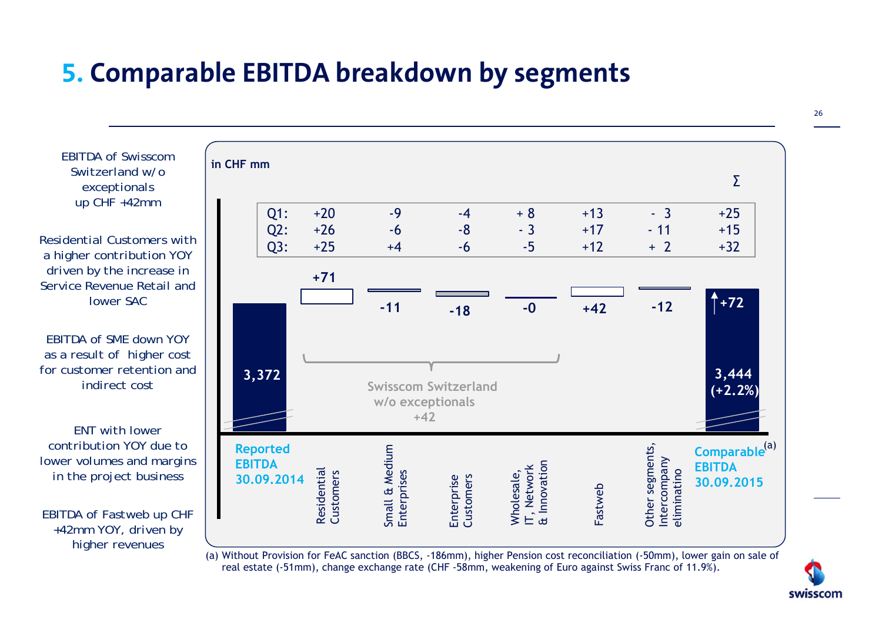# 5. Comparable EBITDA breakdown by segments

EBITDA of Swisscom Switzerland w/o exceptionals up CHF +42mm

Residential Customers with a higher contribution YOY driven by the increase in Service Revenue Retail and lower SAC

EBITDA of SME down YOY as a result of higher cost for customer retention and indirect cost

ENT with lower contribution YOY due to lower volumes and margins in the project business

EBITDA of Fastweb up CHF +42mm YOY, driven by higher revenues

in CHF mm

| | Residential Customers | Small & Medium Enterprises | Enterprise Customers | Wholesale, IT, Network & Innovation | Fastweb | Other segments, Intercompany eliminatino | Σ |
|---|---|---|---|---|---|---|---|
| Q1: | +20 | -9 | -4 | + 8 | +13 | - 3 | +25 |
| Q2: | +26 | -6 | -8 | - 3 | +17 | - 11 | +15 |
| Q3: | +25 | +4 | -6 | -5 | +12 | + 2 | +32 |

| Reported EBITDA 30.09.2014 | Residential Customers | Small & Medium Enterprises | Enterprise Customers | Wholesale, IT, Network & Innovation | Fastweb | Other segments, Intercompany eliminatino | Comparable EBITDA 30.09.2015[(a)] |
|---|---|---|---|---|---|---|---|
| 3,372 | +71 | -11 | -18 | -0 | +42 | -12 | 3,444 (+2.2%) |

Swisscom Switzerland w/o exceptionals +42

Total change: +72

(a) Without Provision for FeAC sanction (BBCS, -186mm), higher Pension cost reconciliation (-50mm), lower gain on sale of real estate (-51mm), change exchange rate (CHF -58mm, weakening of Euro against Swiss Franc of 11.9%).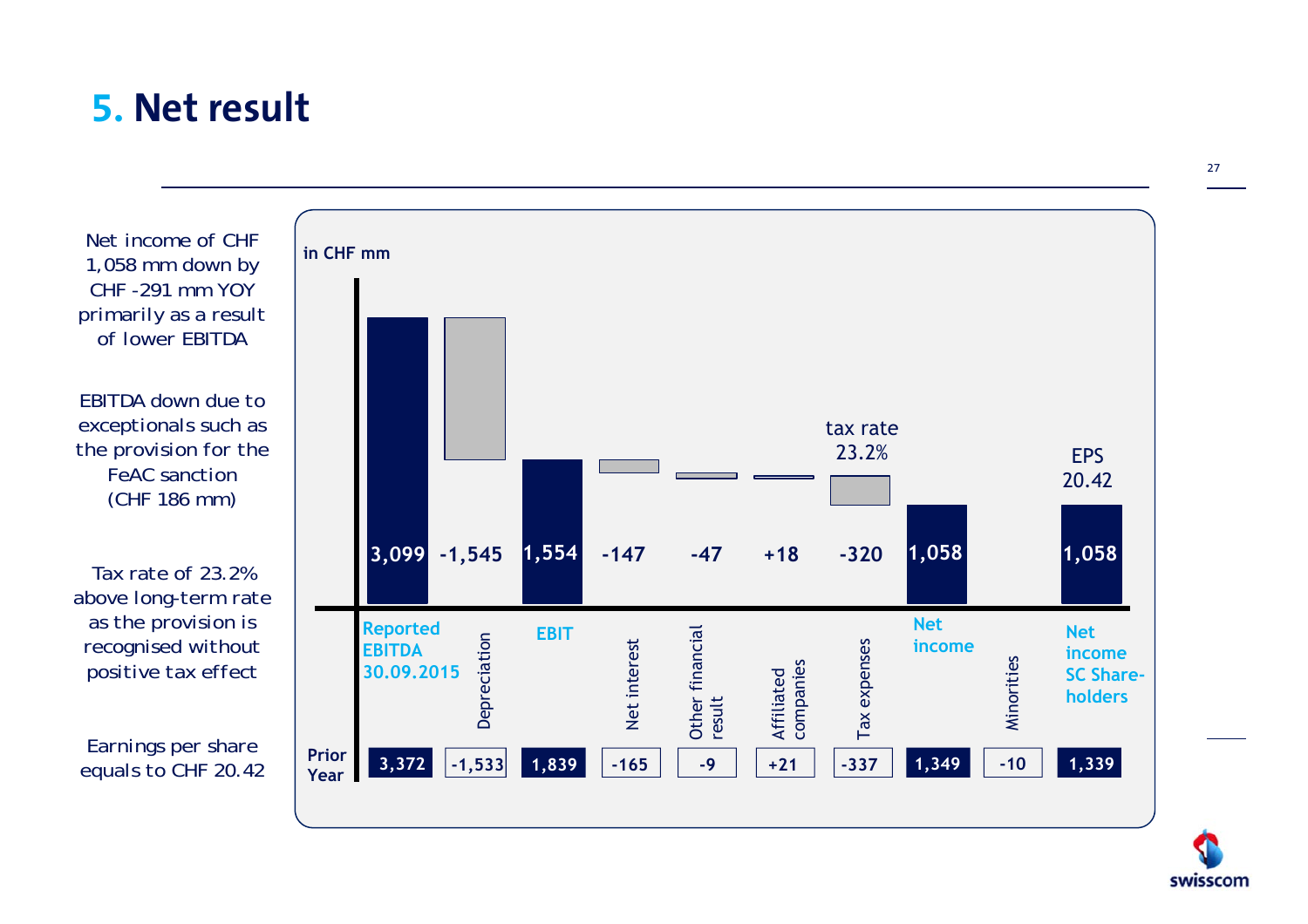# 5. Net result

Net income of CHF 1,058 mm down by CHF -291 mm YOY primarily as a result of lower EBITDA

EBITDA down due to exceptionals such as the provision for the FeAC sanction (CHF 186 mm)

Tax rate of 23.2% above long-term rate as the provision is recognised without positive tax effect

Earnings per share equals to CHF 20.42

in CHF mm

| | Reported EBITDA 30.09.2015 | Depreciation | EBIT | Net interest | Other financial result | Affiliated companies | Tax expenses | Net income | Minorities | Net income SC Shareholders |
|---|---|---|---|---|---|---|---|---|---|---|
| Current | 3,099 | -1,545 | 1,554 | -147 | -47 | +18 | -320 | 1,058 | | 1,058 |
| Prior Year | 3,372 | -1,533 | 1,839 | -165 | -9 | +21 | -337 | 1,349 | -10 | 1,339 |

tax rate 23.2%

EPS 20.42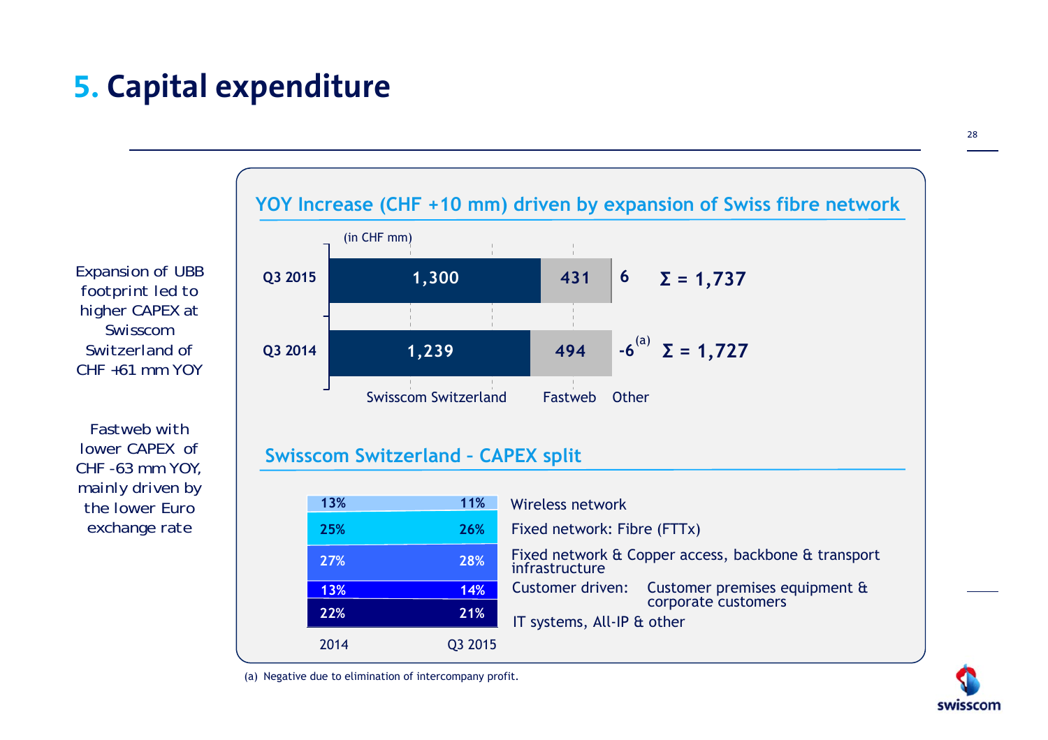# 5. Capital expenditure

Expansion of UBB footprint led to higher CAPEX at Swisscom Switzerland of CHF +61 mm YOY

Fastweb with lower CAPEX of CHF -63 mm YOY, mainly driven by the lower Euro exchange rate

## YOY Increase (CHF +10 mm) driven by expansion of Swiss fibre network

(in CHF mm)

| | Swisscom Switzerland | Fastweb | Other | Σ |
|---|---|---|---|---|
| Q3 2015 | 1,300 | 431 | 6 | Σ = 1,737 |
| Q3 2014 | 1,239 | 494 | -6[(a)] | Σ = 1,727 |

## Swisscom Switzerland – CAPEX split

| | 2014 | Q3 2015 |
|---|---|---|
| Wireless network | 13% | 11% |
| Fixed network: Fibre (FTTx) | 25% | 26% |
| Fixed network & Copper access, backbone & transport infrastructure | 27% | 28% |
| Customer driven: Customer premises equipment & corporate customers | 13% | 14% |
| IT systems, All-IP & other | 22% | 21% |

(a) Negative due to elimination of intercompany profit.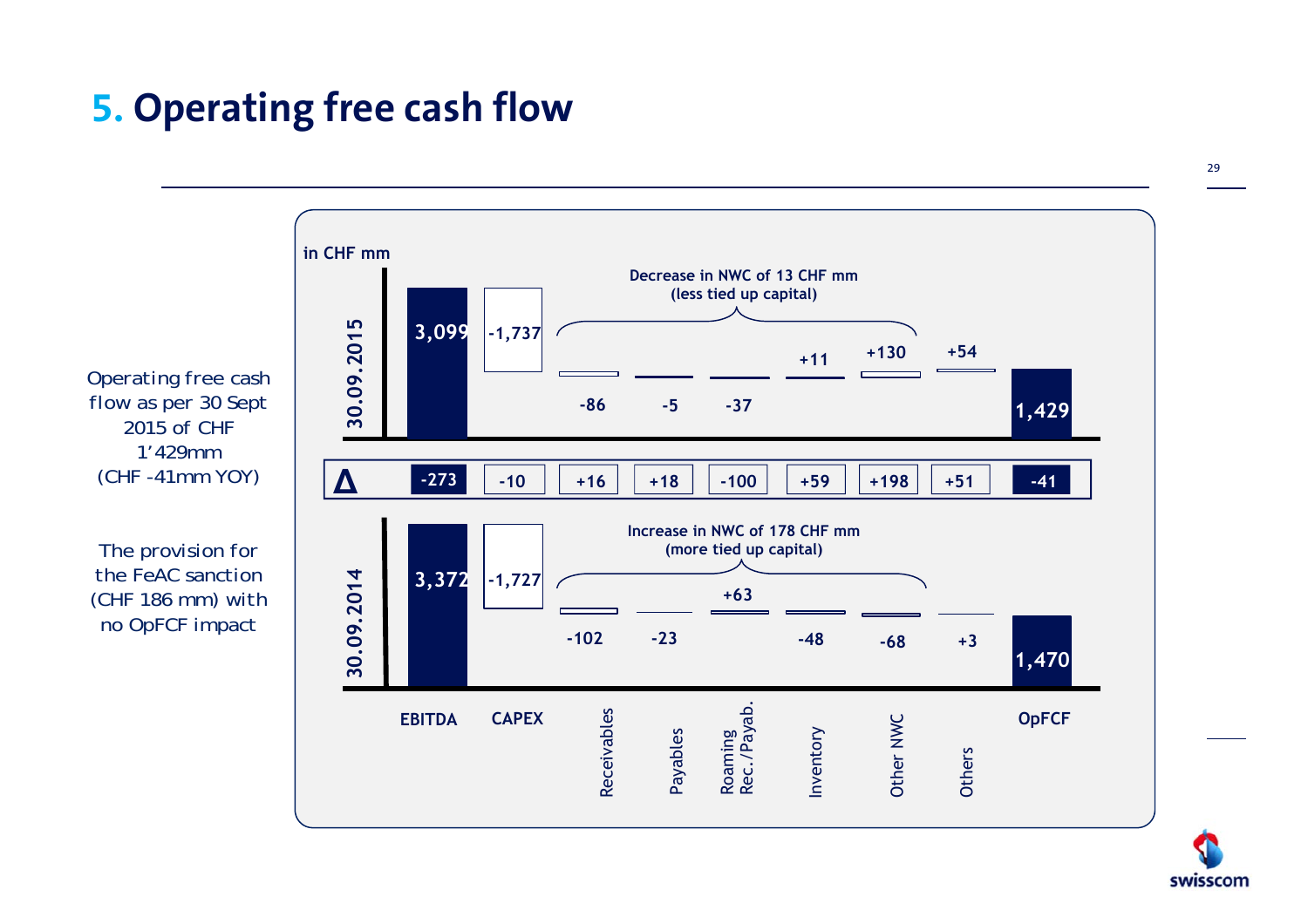# 5. Operating free cash flow

Operating free cash flow as per 30 Sept 2015 of CHF 1'429mm (CHF -41mm YOY)

The provision for the FeAC sanction (CHF 186 mm) with no OpFCF impact

in CHF mm

| | EBITDA | CAPEX | Receivables | Payables | Roaming Rec./Payab. | Inventory | Other NWC | Others | OpFCF |
|---|---|---|---|---|---|---|---|---|---|
| 30.09.2015 | 3,099 | -1,737 | -86 | -5 | -37 | +11 | +130 | +54 | 1,429 |
| Δ | -273 | -10 | +16 | +18 | -100 | +59 | +198 | +51 | -41 |
| 30.09.2014 | 3,372 | -1,727 | -102 | -23 | +63 | -48 | -68 | +3 | 1,470 |

30.09.2015: Decrease in NWC of 13 CHF mm (less tied up capital)

30.09.2014: Increase in NWC of 178 CHF mm (more tied up capital)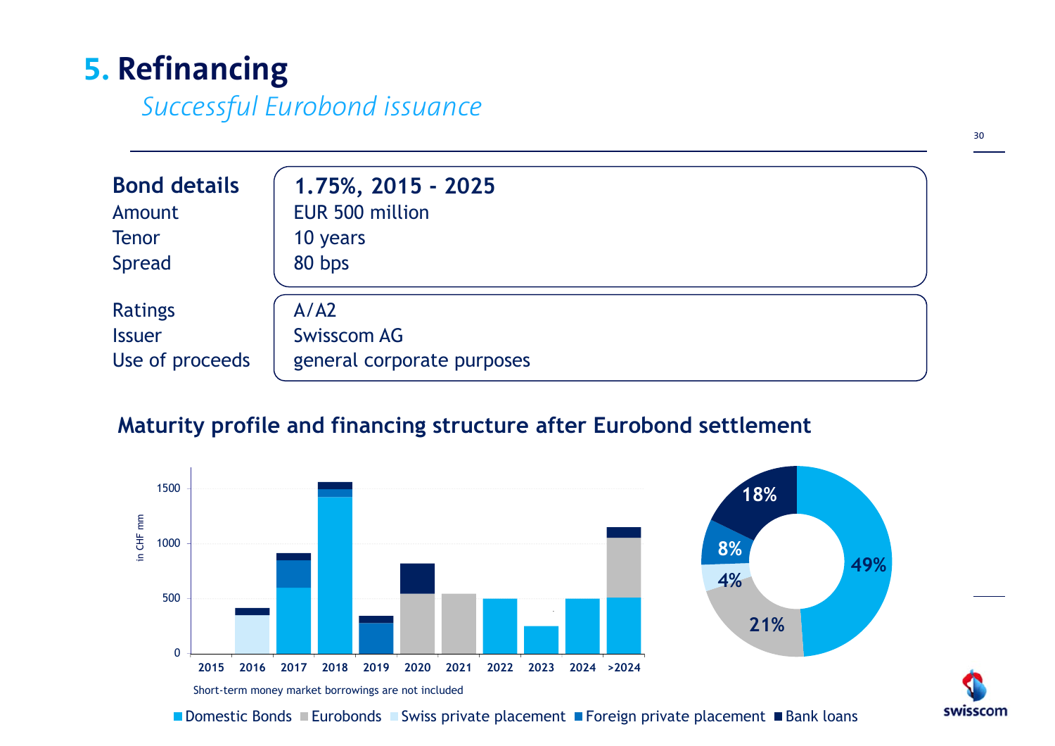# 5. Refinancing

*Successful Eurobond issuance*

| **Bond details** | **1.75%, 2015 - 2025** |
| --- | --- |
| Amount | EUR 500 million |
| Tenor | 10 years |
| Spread | 80 bps |
| Ratings | A/A2 |
| Issuer | Swisscom AG |
| Use of proceeds | general corporate purposes |

## Maturity profile and financing structure after Eurobond settlement

in CHF mm

Years: 2015, 2016, 2017, 2018, 2019, 2020, 2021, 2022, 2023, 2024, >2024

Financing structure: Domestic Bonds 49%, Eurobonds 21%, Swiss private placement 4%, Foreign private placement 8%, Bank loans 18%

Short-term money market borrowings are not included

Domestic Bonds | Eurobonds | Swiss private placement | Foreign private placement | Bank loans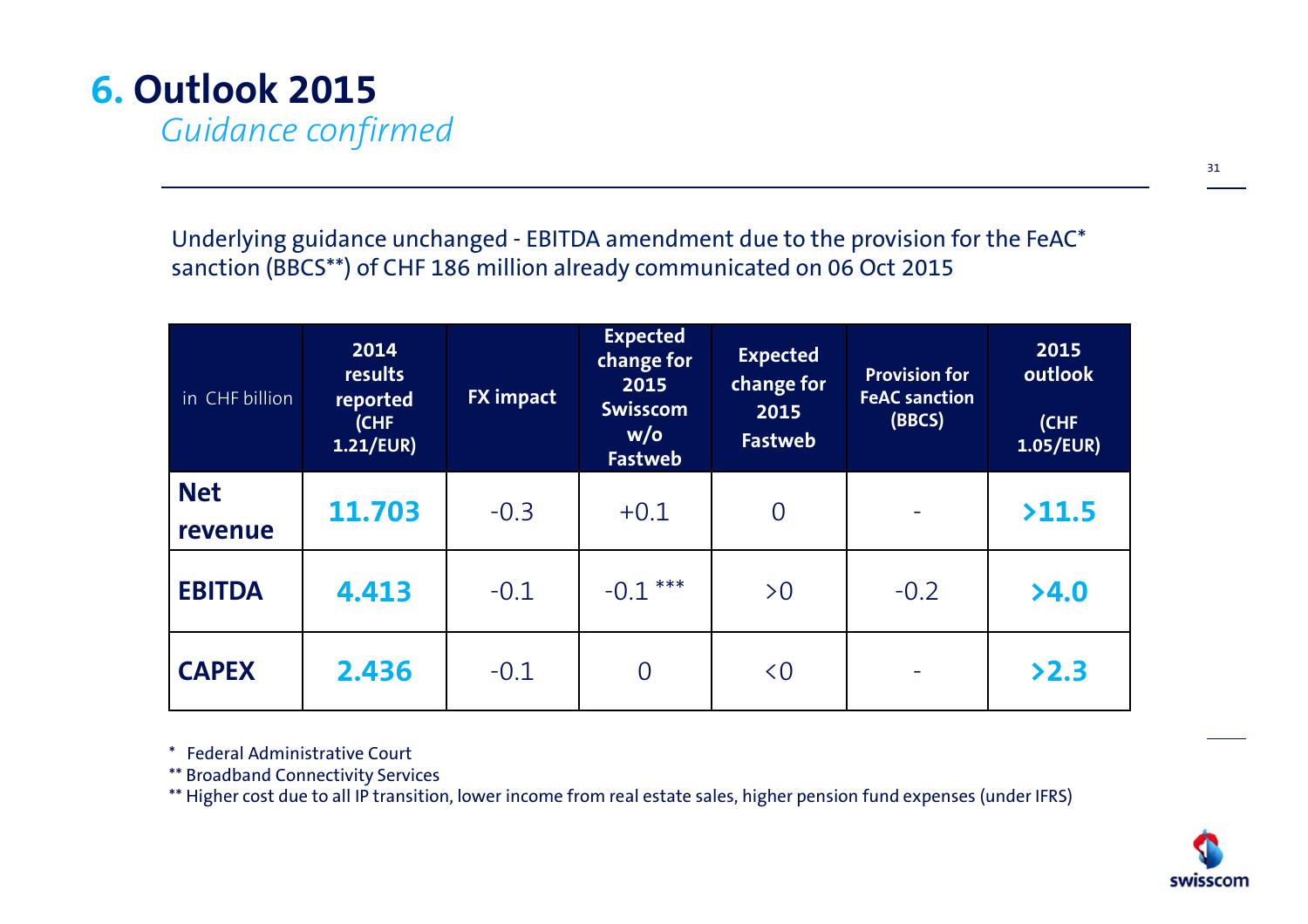# 6. Outlook 2015

*Guidance confirmed*

Underlying guidance unchanged - EBITDA amendment due to the provision for the FeAC* sanction (BBCS**) of CHF 186 million already communicated on 06 Oct 2015

| in CHF billion | 2014 results reported (CHF 1.21/EUR) | FX impact | Expected change for 2015 Swisscom w/o Fastweb | Expected change for 2015 Fastweb | Provision for FeAC sanction (BBCS) | 2015 outlook (CHF 1.05/EUR) |
|---|---|---|---|---|---|---|
| **Net revenue** | **11.703** | -0.3 | +0.1 | 0 | - | **>11.5** |
| **EBITDA** | **4.413** | -0.1 | -0.1 *** | >0 | -0.2 | **>4.0** |
| **CAPEX** | **2.436** | -0.1 | 0 | <0 | - | **>2.3** |

\* Federal Administrative Court

** Broadband Connectivity Services

** Higher cost due to all IP transition, lower income from real estate sales, higher pension fund expenses (under IFRS)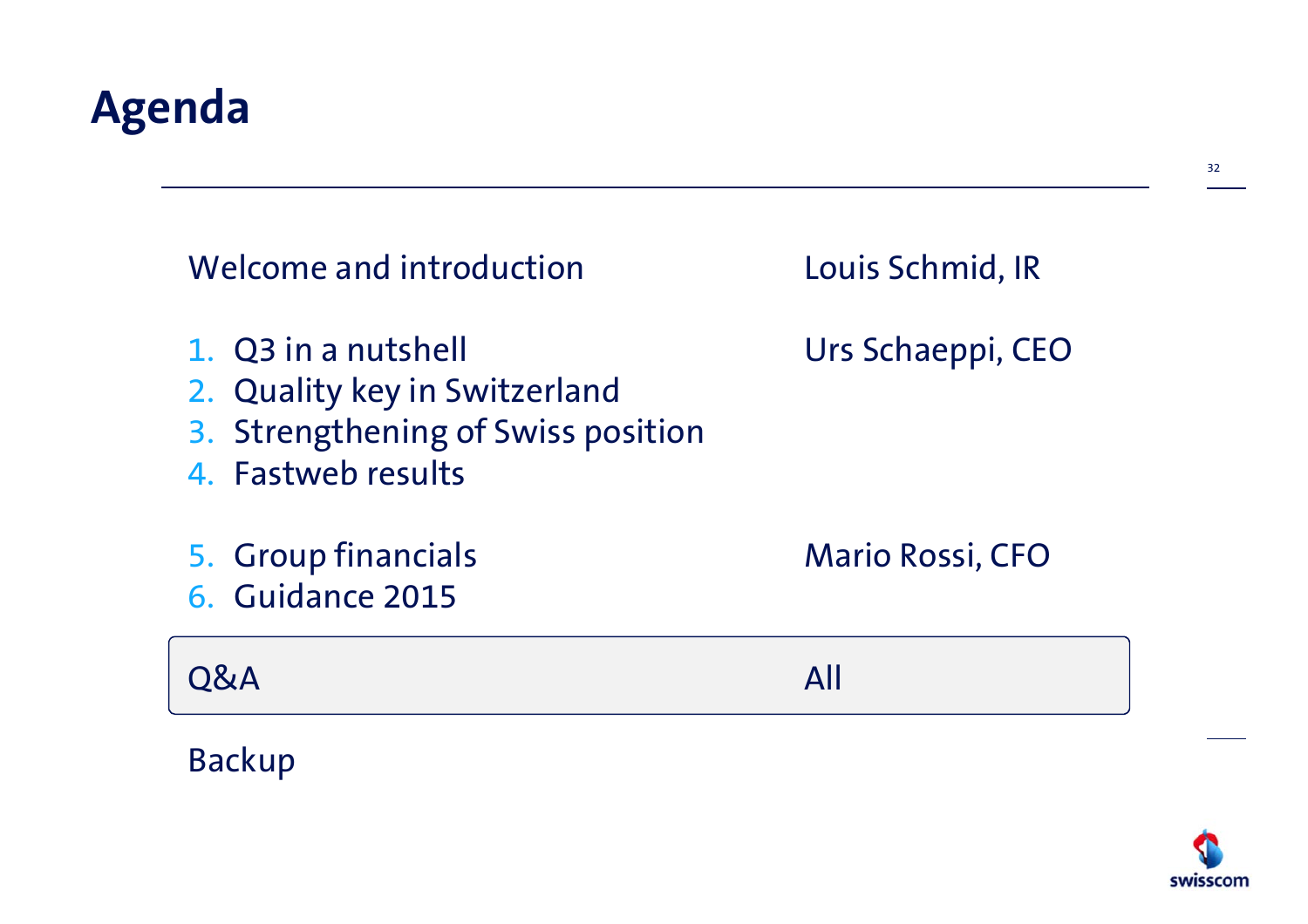# Agenda

| | |
|---|---|
| Welcome and introduction | Louis Schmid, IR |
| 1. Q3 in a nutshell<br>2. Quality key in Switzerland<br>3. Strengthening of Swiss position<br>4. Fastweb results | Urs Schaeppi, CEO |
| 5. Group financials<br>6. Guidance 2015 | Mario Rossi, CFO |
| **Q&A** | **All** |
| Backup | |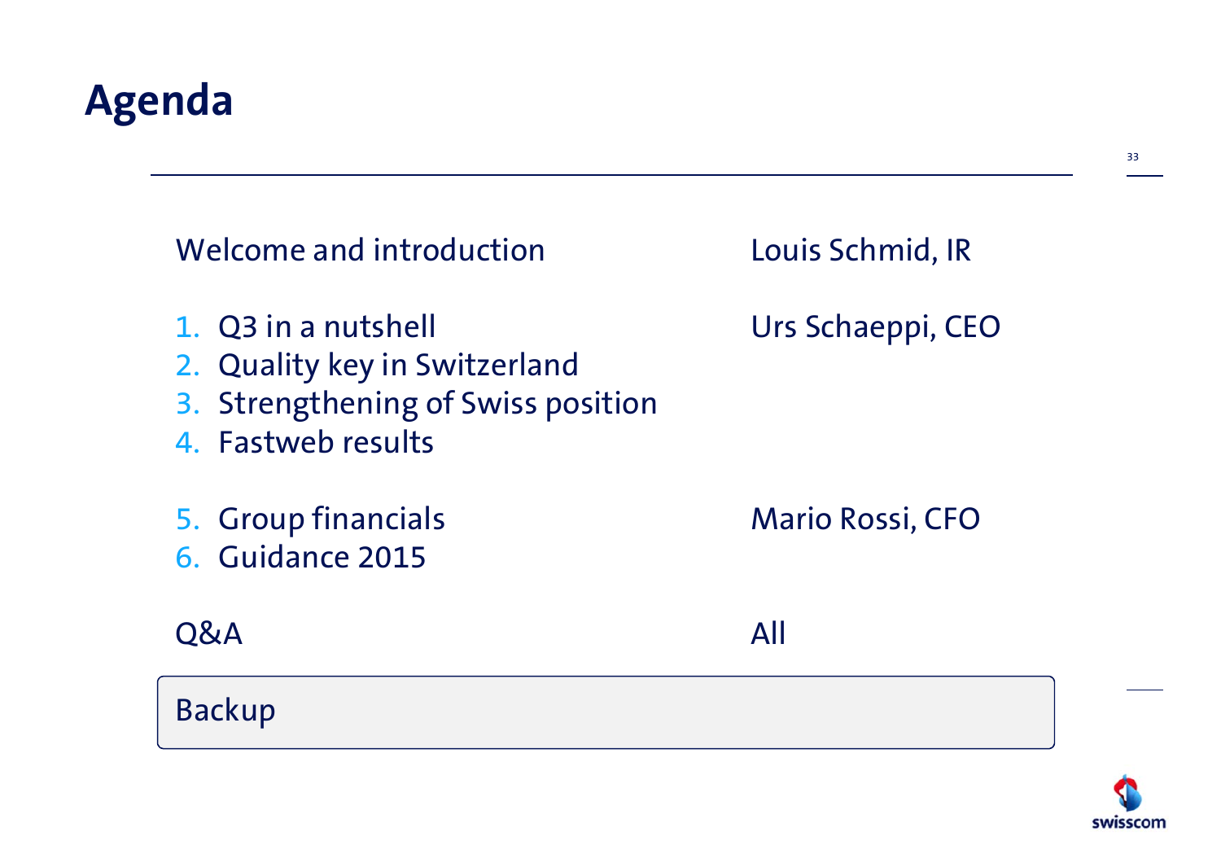# Agenda

| | |
|---|---|
| Welcome and introduction | Louis Schmid, IR |
| 1. Q3 in a nutshell<br>2. Quality key in Switzerland<br>3. Strengthening of Swiss position<br>4. Fastweb results | Urs Schaeppi, CEO |
| 5. Group financials<br>6. Guidance 2015 | Mario Rossi, CFO |
| Q&A | All |

**Backup**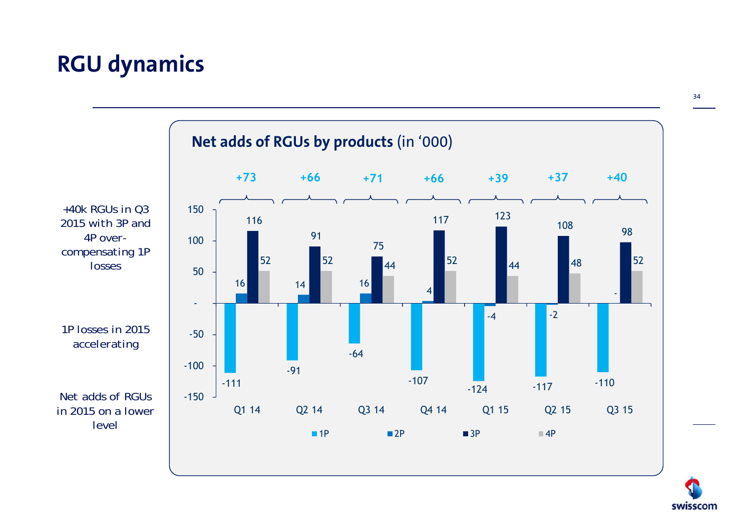# RGU dynamics

+40k RGUs in Q3 2015 with 3P and 4P over-compensating 1P losses

1P losses in 2015 accelerating

Net adds of RGUs in 2015 on a lower level

**Net adds of RGUs by products** (in '000)

| | Q1 14 | Q2 14 | Q3 14 | Q4 14 | Q1 15 | Q2 15 | Q3 15 |
|---|---|---|---|---|---|---|---|
| 1P | -111 | -91 | -64 | -107 | -124 | -117 | -110 |
| 2P | 16 | 14 | 16 | 4 | -4 | -2 | - |
| 3P | 116 | 91 | 75 | 117 | 123 | 108 | 98 |
| 4P | 52 | 52 | 44 | 52 | 44 | 48 | 52 |
| Total | +73 | +66 | +71 | +66 | +39 | +37 | +40 |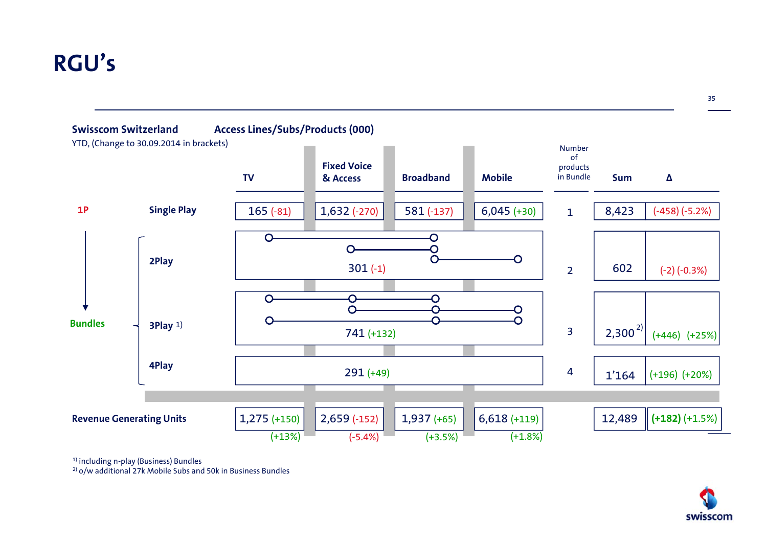# RGU's

**Swisscom Switzerland** — **Access Lines/Subs/Products (000)**

YTD, (Change to 30.09.2014 in brackets)

| | | TV | Fixed Voice & Access | Broadband | Mobile | Number of products in Bundle | Sum | Δ |
|---|---|---|---|---|---|---|---|---|
| **1P** | **Single Play** | 165 (-81) | 1,632 (-270) | 581 (-137) | 6,045 (+30) | 1 | 8,423 | (-458) (-5.2%) |
| **Bundles** | **2Play** | 301 (-1) | | | | 2 | 602 | (-2) (-0.3%) |
| | **3Play** [1] | 741 (+132) | | | | 3 | 2,300 [2] | (+446) (+25%) |
| | **4Play** | 291 (+49) | | | | 4 | 1'164 | (+196) (+20%) |
| **Revenue Generating Units** | | 1,275 (+150) (+13%) | 2,659 (-152) (-5.4%) | 1,937 (+65) (+3.5%) | 6,618 (+119) (+1.8%) | | 12,489 | **(+182)** (+1.5%) |

[1] including n-play (Business) Bundles
[2] o/w additional 27k Mobile Subs and 50k in Business Bundles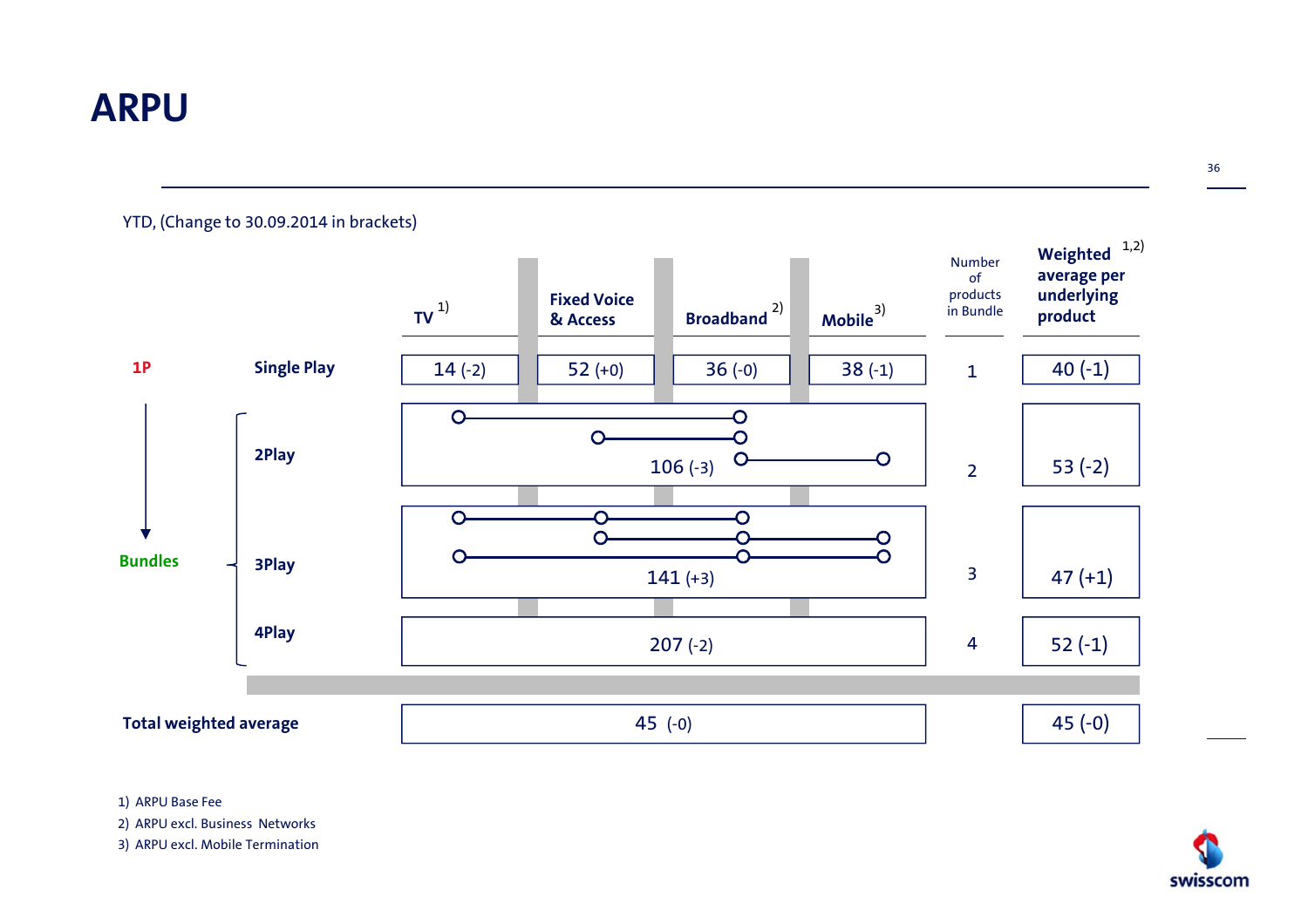# ARPU

YTD, (Change to 30.09.2014 in brackets)

| | | TV [1] | Fixed Voice & Access | Broadband [2] | Mobile [3] | Number of products in Bundle | Weighted average per underlying product [1,2] |
|---|---|---|---|---|---|---|---|
| **1P** | **Single Play** | 14 (-2) | 52 (+0) | 36 (-0) | 38 (-1) | 1 | 40 (-1) |
| **Bundles** | **2Play** | 106 (-3) | | | | 2 | 53 (-2) |
| | **3Play** | 141 (+3) | | | | 3 | 47 (+1) |
| | **4Play** | 207 (-2) | | | | 4 | 52 (-1) |
| **Total weighted average** | | 45 (-0) | | | | | 45 (-0) |

1) ARPU Base Fee
2) ARPU excl. Business Networks
3) ARPU excl. Mobile Termination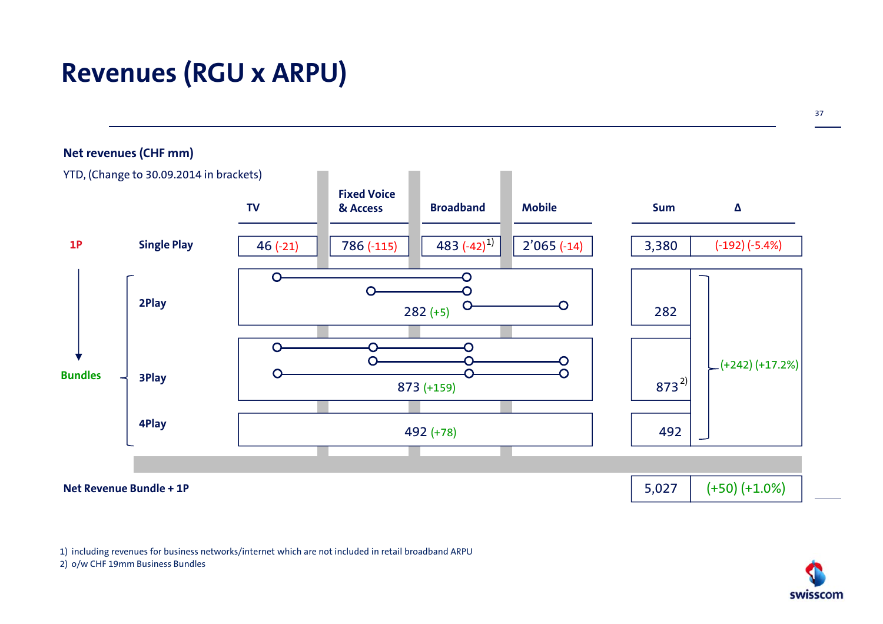# Revenues (RGU x ARPU)

**Net revenues (CHF mm)**

YTD, (Change to 30.09.2014 in brackets)

| | | TV | Fixed Voice & Access | Broadband | Mobile | Sum | Δ |
|---|---|---|---|---|---|---|---|
| 1P | Single Play | 46 (-21) | 786 (-115) | 483 (-42)[1] | 2'065 (-14) | 3,380 | (-192) (-5.4%) |
| Bundles | 2Play | 282 (+5) | | | | 282 | (+242) (+17.2%) |
| | 3Play | 873 (+159) | | | | 873[2] | |
| | 4Play | 492 (+78) | | | | 492 | |
| Net Revenue Bundle + 1P | | | | | | 5,027 | (+50) (+1.0%) |

1) including revenues for business networks/internet which are not included in retail broadband ARPU

2) o/w CHF 19mm Business Bundles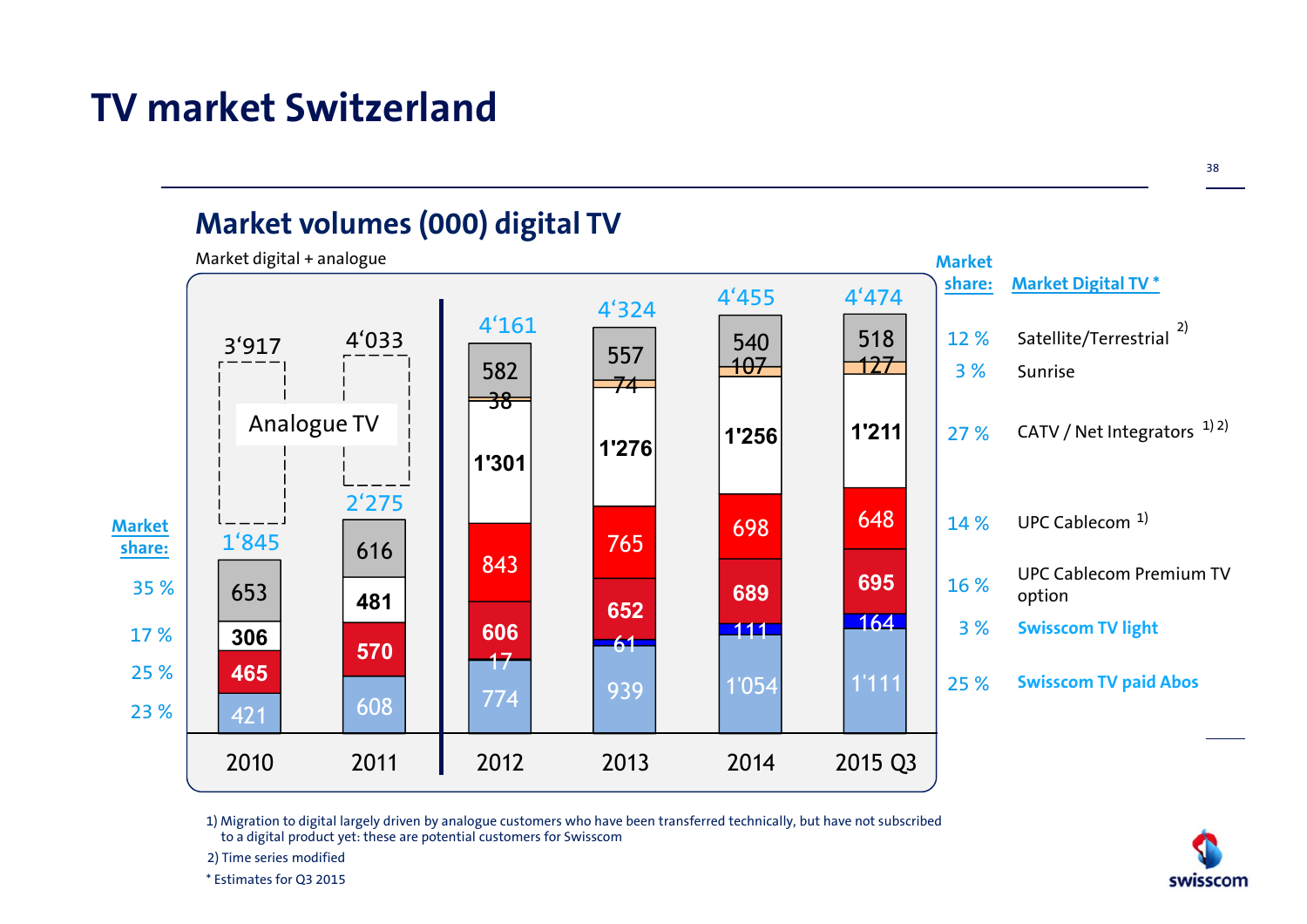# TV market Switzerland

## Market volumes (000) digital TV

Market digital + analogue

| Segment | 2010 | 2011 | 2012 | 2013 | 2014 | 2015 Q3 | Market share (Market Digital TV *) |
|---|---|---|---|---|---|---|---|
| Satellite/Terrestrial 2) | | | 582 | 557 | 540 | 518 | 12 % |
| Sunrise | | | 38 | 74 | 107 | 127 | 3 % |
| CATV / Net Integrators 1) 2) | | | 1'301 | 1'276 | 1'256 | 1'211 | 27 % |
| UPC Cablecom 1) | | | 843 | 765 | 698 | 648 | 14 % |
| UPC Cablecom Premium TV option | | | 606 | 652 | 689 | 695 | 16 % |
| Swisscom TV light | | | 17 | 61 | 111 | 164 | 3 % |
| Swisscom TV paid Abos | | | 774 | 939 | 1'054 | 1'111 | 25 % |
| **Total** | | | 4'161 | 4'324 | 4'455 | 4'474 | |

| Segment (2010–2011) | 2010 | 2011 | Market share |
|---|---|---|---|
| Analogue TV | | | |
| | 653 | 616 | 35 % |
| | 306 | 481 | 17 % |
| | 465 | 570 | 25 % |
| | 421 | 608 | 23 % |
| Digital total | 1'845 | 2'275 | |
| Total (digital + analogue) | 3'917 | 4'033 | |

1) Migration to digital largely driven by analogue customers who have been transferred technically, but have not subscribed to a digital product yet: these are potential customers for Swisscom

2) Time series modified

* Estimates for Q3 2015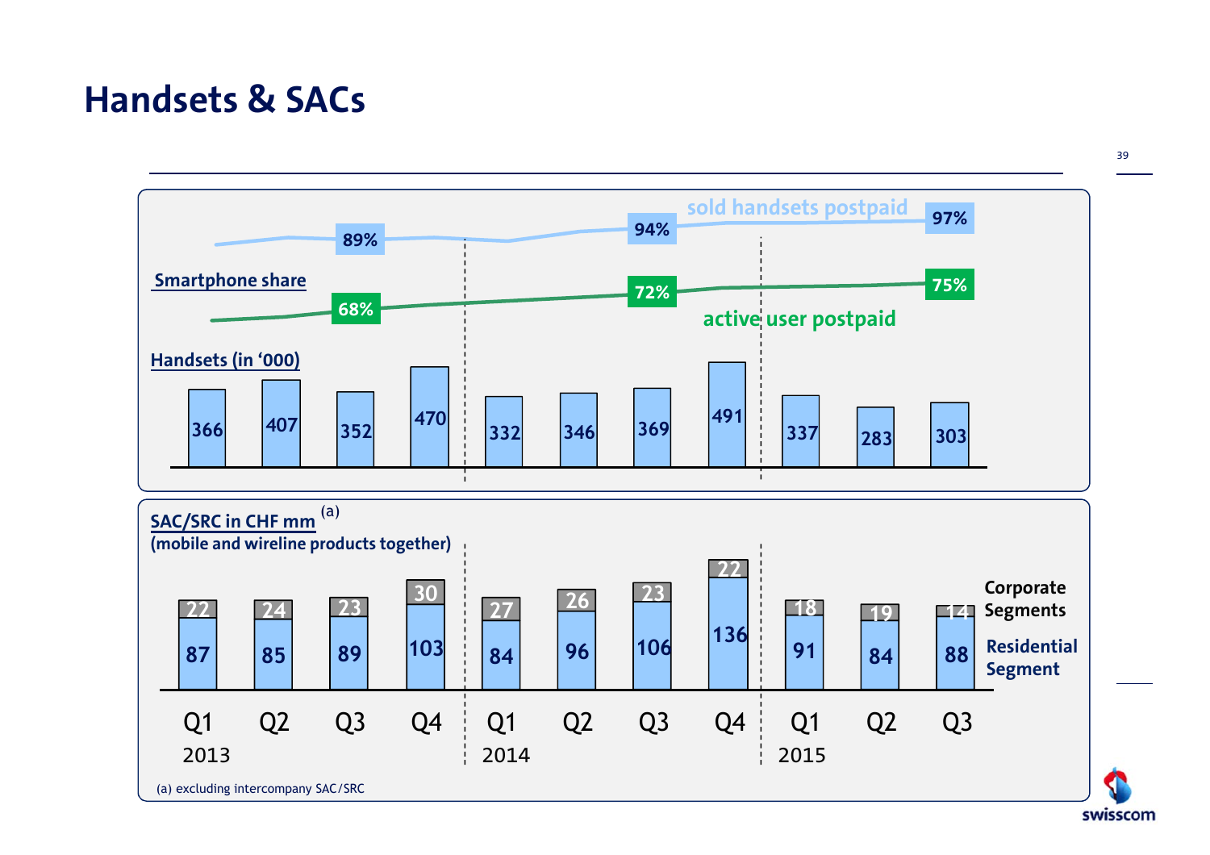# Handsets & SACs

**Smartphone share**

| | Q1 2013 | Q2 2013 | Q3 2013 | Q4 2013 | Q1 2014 | Q2 2014 | Q3 2014 | Q4 2014 | Q1 2015 | Q2 2015 | Q3 2015 |
|---|---|---|---|---|---|---|---|---|---|---|---|
| sold handsets postpaid | | | 89% | | | | 94% | | | | 97% |
| active user postpaid | | | 68% | | | | 72% | | | | 75% |

**Handsets (in '000)**

| | Q1 2013 | Q2 2013 | Q3 2013 | Q4 2013 | Q1 2014 | Q2 2014 | Q3 2014 | Q4 2014 | Q1 2015 | Q2 2015 | Q3 2015 |
|---|---|---|---|---|---|---|---|---|---|---|---|
| Handsets | 366 | 407 | 352 | 470 | 332 | 346 | 369 | 491 | 337 | 283 | 303 |

**SAC/SRC in CHF mm** [(a)]
**(mobile and wireline products together)**

| | Q1 2013 | Q2 2013 | Q3 2013 | Q4 2013 | Q1 2014 | Q2 2014 | Q3 2014 | Q4 2014 | Q1 2015 | Q2 2015 | Q3 2015 |
|---|---|---|---|---|---|---|---|---|---|---|---|
| Corporate Segments | 22 | 24 | 23 | 30 | 27 | 26 | 23 | 22 | 18 | 19 | 14 |
| Residential Segment | 87 | 85 | 89 | 103 | 84 | 96 | 106 | 136 | 91 | 84 | 88 |

(a) excluding intercompany SAC/SRC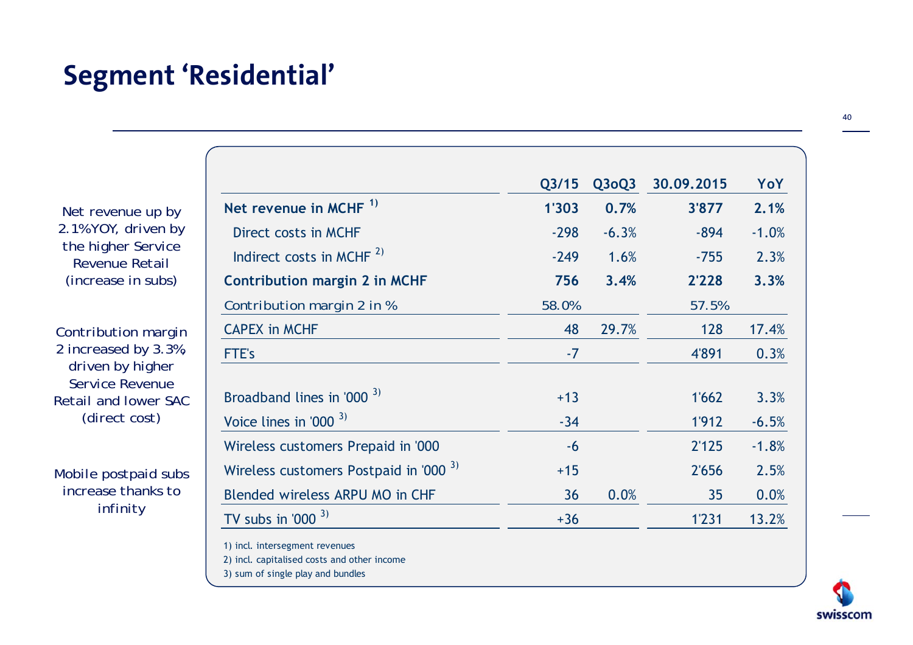# Segment 'Residential'

Net revenue up by 2.1%YOY, driven by the higher Service Revenue Retail (increase in subs)

Contribution margin 2 increased by 3.3%, driven by higher Service Revenue Retail and lower SAC (direct cost)

Mobile postpaid subs increase thanks to infinity

| | Q3/15 | Q3oQ3 | 30.09.2015 | YoY |
|---|---|---|---|---|
| **Net revenue in MCHF [1)]** | **1'303** | **0.7%** | **3'877** | **2.1%** |
| Direct costs in MCHF | -298 | -6.3% | -894 | -1.0% |
| Indirect costs in MCHF [2)] | -249 | 1.6% | -755 | 2.3% |
| **Contribution margin 2 in MCHF** | **756** | **3.4%** | **2'228** | **3.3%** |
| Contribution margin 2 in % | 58.0% | | 57.5% | |
| CAPEX in MCHF | 48 | 29.7% | 128 | 17.4% |
| FTE's | -7 | | 4'891 | 0.3% |
| Broadband lines in '000 [3)] | +13 | | 1'662 | 3.3% |
| Voice lines in '000 [3)] | -34 | | 1'912 | -6.5% |
| Wireless customers Prepaid in '000 | -6 | | 2'125 | -1.8% |
| Wireless customers Postpaid in '000 [3)] | +15 | | 2'656 | 2.5% |
| Blended wireless ARPU MO in CHF | 36 | 0.0% | 35 | 0.0% |
| TV subs in '000 [3)] | +36 | | 1'231 | 13.2% |

1) incl. intersegment revenues
2) incl. capitalised costs and other income
3) sum of single play and bundles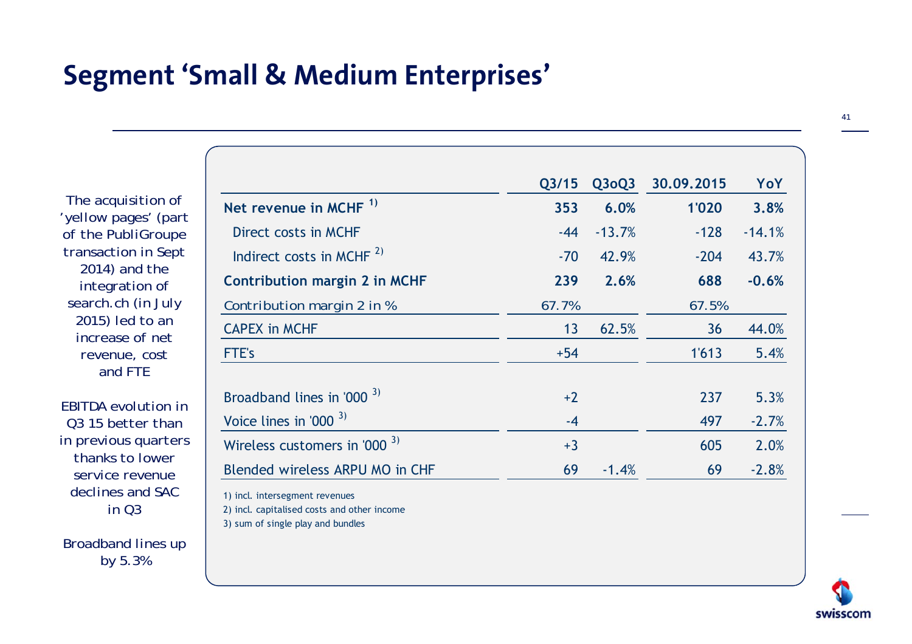# Segment 'Small & Medium Enterprises'

The acquisition of 'yellow pages' (part of the PubliGroupe transaction in Sept 2014) and the integration of search.ch (in July 2015) led to an increase of net revenue, cost and FTE

EBITDA evolution in Q3 15 better than in previous quarters thanks to lower service revenue declines and SAC in Q3

Broadband lines up by 5.3%

| | Q3/15 | Q3oQ3 | 30.09.2015 | YoY |
|---|---|---|---|---|
| **Net revenue in MCHF [1]** | **353** | **6.0%** | **1'020** | **3.8%** |
| Direct costs in MCHF | -44 | -13.7% | -128 | -14.1% |
| Indirect costs in MCHF [2] | -70 | 42.9% | -204 | 43.7% |
| **Contribution margin 2 in MCHF** | **239** | **2.6%** | **688** | **-0.6%** |
| Contribution margin 2 in % | 67.7% | | 67.5% | |
| CAPEX in MCHF | 13 | 62.5% | 36 | 44.0% |
| FTE's | +54 | | 1'613 | 5.4% |
| | | | | |
| Broadband lines in '000 [3] | +2 | | 237 | 5.3% |
| Voice lines in '000 [3] | -4 | | 497 | -2.7% |
| Wireless customers in '000 [3] | +3 | | 605 | 2.0% |
| Blended wireless ARPU MO in CHF | 69 | -1.4% | 69 | -2.8% |

1) incl. intersegment revenues
2) incl. capitalised costs and other income
3) sum of single play and bundles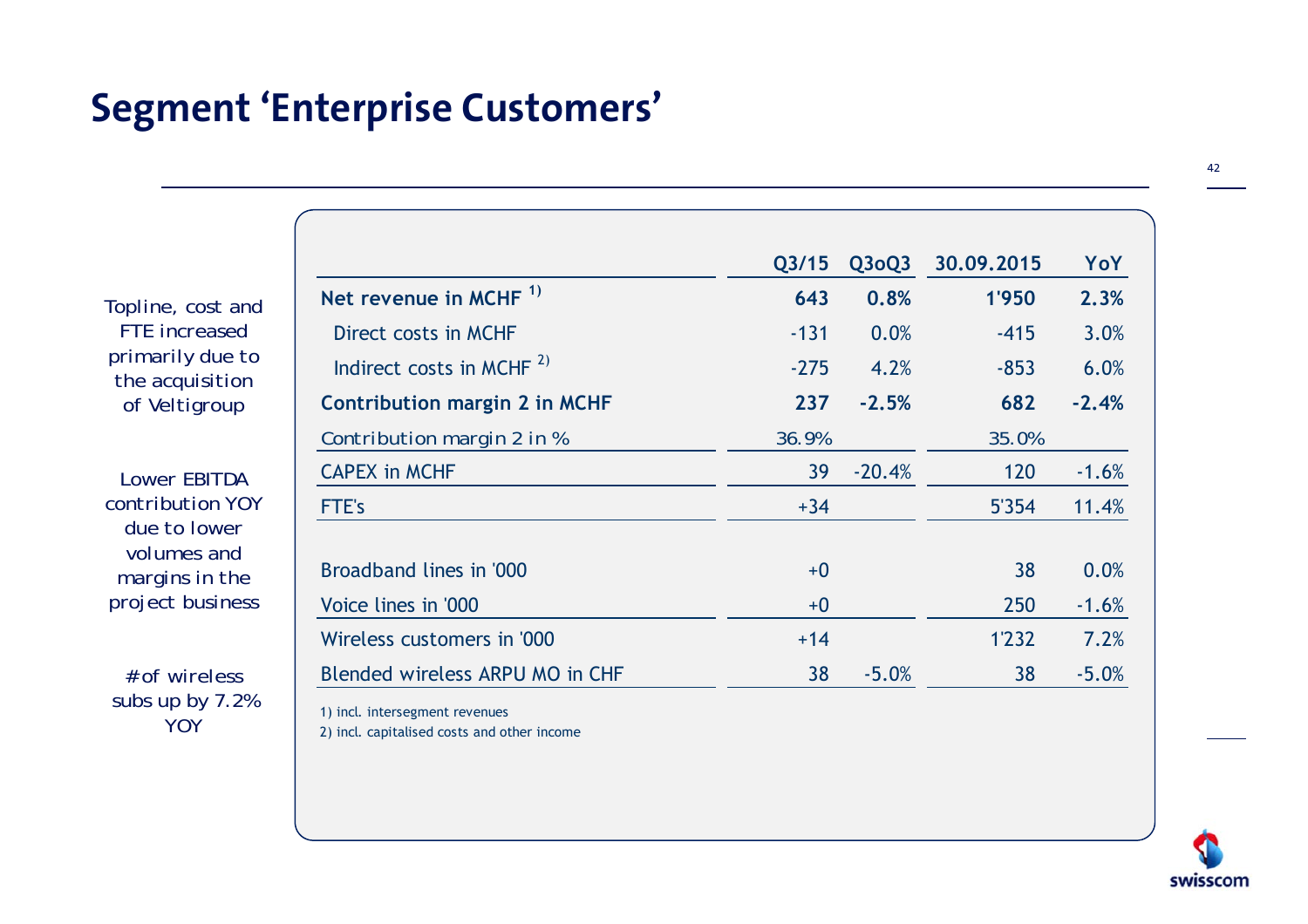# Segment 'Enterprise Customers'

Topline, cost and FTE increased primarily due to the acquisition of Veltigroup

Lower EBITDA contribution YOY due to lower volumes and margins in the project business

# of wireless subs up by 7.2% YOY

| | Q3/15 | Q3oQ3 | 30.09.2015 | YoY |
|---|---|---|---|---|
| **Net revenue in MCHF [1)]** | **643** | **0.8%** | **1'950** | **2.3%** |
| Direct costs in MCHF | -131 | 0.0% | -415 | 3.0% |
| Indirect costs in MCHF [2)] | -275 | 4.2% | -853 | 6.0% |
| **Contribution margin 2 in MCHF** | **237** | **-2.5%** | **682** | **-2.4%** |
| Contribution margin 2 in % | 36.9% | | 35.0% | |
| CAPEX in MCHF | 39 | -20.4% | 120 | -1.6% |
| FTE's | +34 | | 5'354 | 11.4% |
| | | | | |
| Broadband lines in '000 | +0 | | 38 | 0.0% |
| Voice lines in '000 | +0 | | 250 | -1.6% |
| Wireless customers in '000 | +14 | | 1'232 | 7.2% |
| Blended wireless ARPU MO in CHF | 38 | -5.0% | 38 | -5.0% |

1) incl. intersegment revenues
2) incl. capitalised costs and other income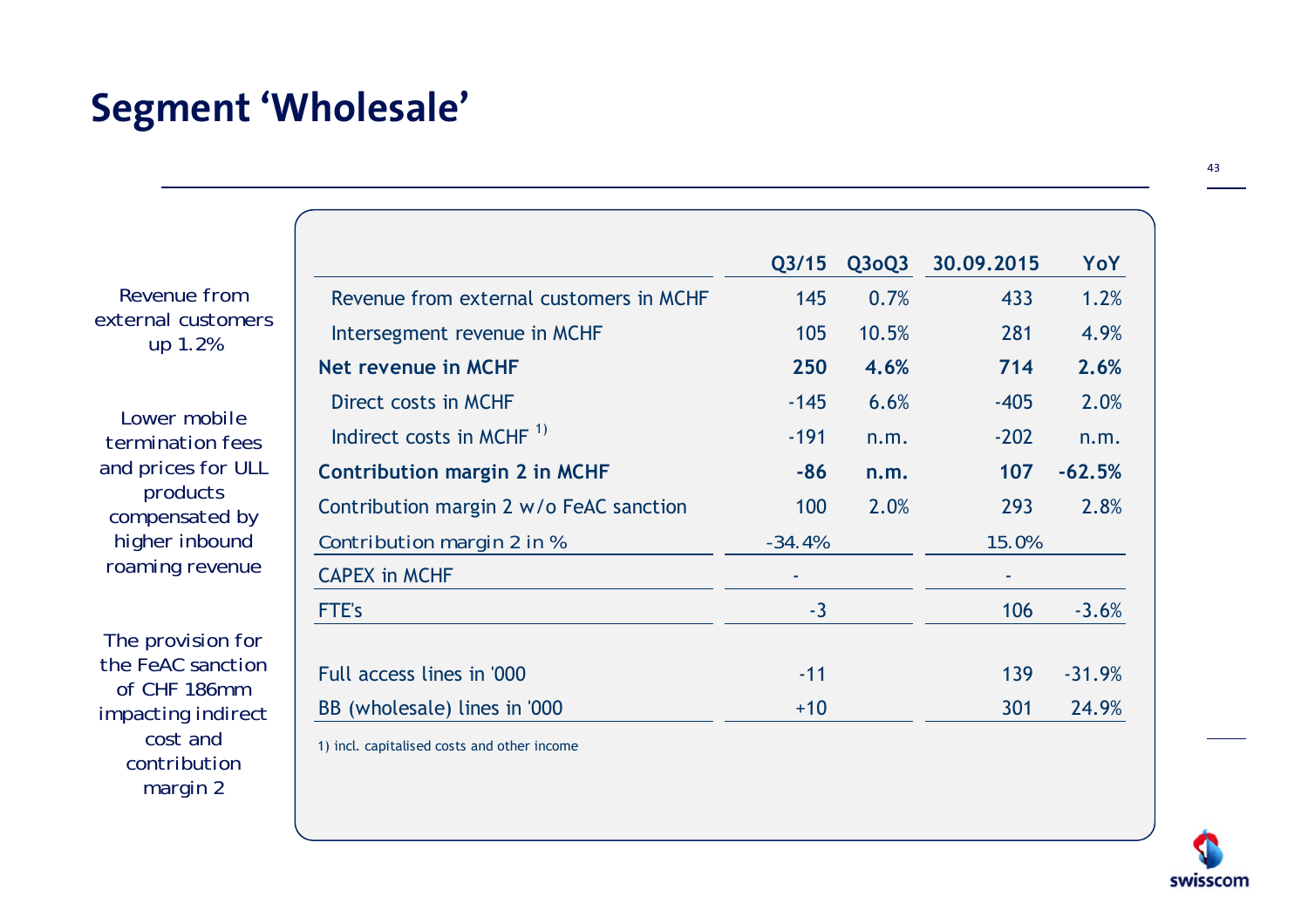# Segment 'Wholesale'

Revenue from external customers up 1.2%

Lower mobile termination fees and prices for ULL products compensated by higher inbound roaming revenue

The provision for the FeAC sanction of CHF 186mm impacting indirect cost and contribution margin 2

| | Q3/15 | Q3oQ3 | 30.09.2015 | YoY |
|---|---|---|---|---|
| Revenue from external customers in MCHF | 145 | 0.7% | 433 | 1.2% |
| Intersegment revenue in MCHF | 105 | 10.5% | 281 | 4.9% |
| **Net revenue in MCHF** | **250** | **4.6%** | **714** | **2.6%** |
| Direct costs in MCHF | -145 | 6.6% | -405 | 2.0% |
| Indirect costs in MCHF [1)] | -191 | n.m. | -202 | n.m. |
| **Contribution margin 2 in MCHF** | **-86** | **n.m.** | **107** | **-62.5%** |
| Contribution margin 2 w/o FeAC sanction | 100 | 2.0% | 293 | 2.8% |
| Contribution margin 2 in % | -34.4% | | 15.0% | |
| CAPEX in MCHF | - | | - | |
| FTE's | -3 | | 106 | -3.6% |
| | | | | |
| Full access lines in '000 | -11 | | 139 | -31.9% |
| BB (wholesale) lines in '000 | +10 | | 301 | 24.9% |

1) incl. capitalised costs and other income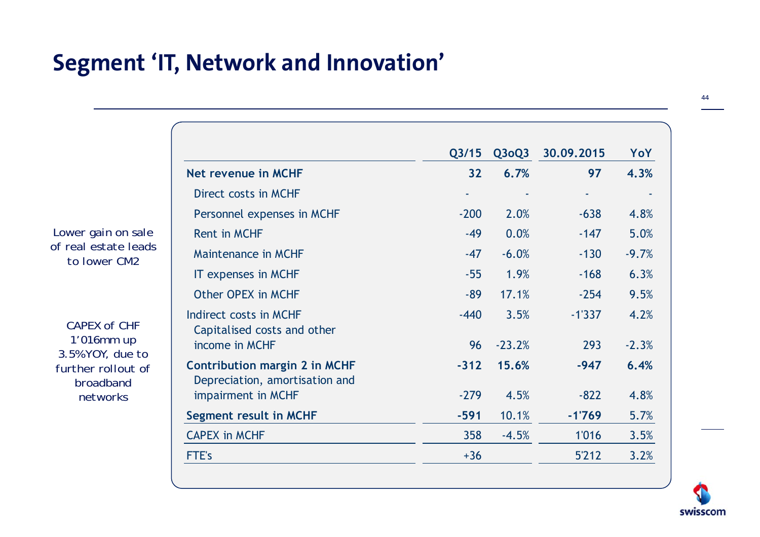# Segment 'IT, Network and Innovation'

Lower gain on sale of real estate leads to lower CM2

CAPEX of CHF 1'016mm up 3.5%YOY, due to further rollout of broadband networks

| | Q3/15 | Q3oQ3 | 30.09.2015 | YoY |
|---|---|---|---|---|
| **Net revenue in MCHF** | **32** | **6.7%** | **97** | **4.3%** |
| Direct costs in MCHF | - | - | - | - |
| Personnel expenses in MCHF | -200 | 2.0% | -638 | 4.8% |
| Rent in MCHF | -49 | 0.0% | -147 | 5.0% |
| Maintenance in MCHF | -47 | -6.0% | -130 | -9.7% |
| IT expenses in MCHF | -55 | 1.9% | -168 | 6.3% |
| Other OPEX in MCHF | -89 | 17.1% | -254 | 9.5% |
| Indirect costs in MCHF | -440 | 3.5% | -1'337 | 4.2% |
| Capitalised costs and other income in MCHF | 96 | -23.2% | 293 | -2.3% |
| **Contribution margin 2 in MCHF** | **-312** | **15.6%** | **-947** | **6.4%** |
| Depreciation, amortisation and impairment in MCHF | -279 | 4.5% | -822 | 4.8% |
| **Segment result in MCHF** | **-591** | 10.1% | **-1'769** | 5.7% |
| CAPEX in MCHF | 358 | -4.5% | 1'016 | 3.5% |
| FTE's | +36 | | 5'212 | 3.2% |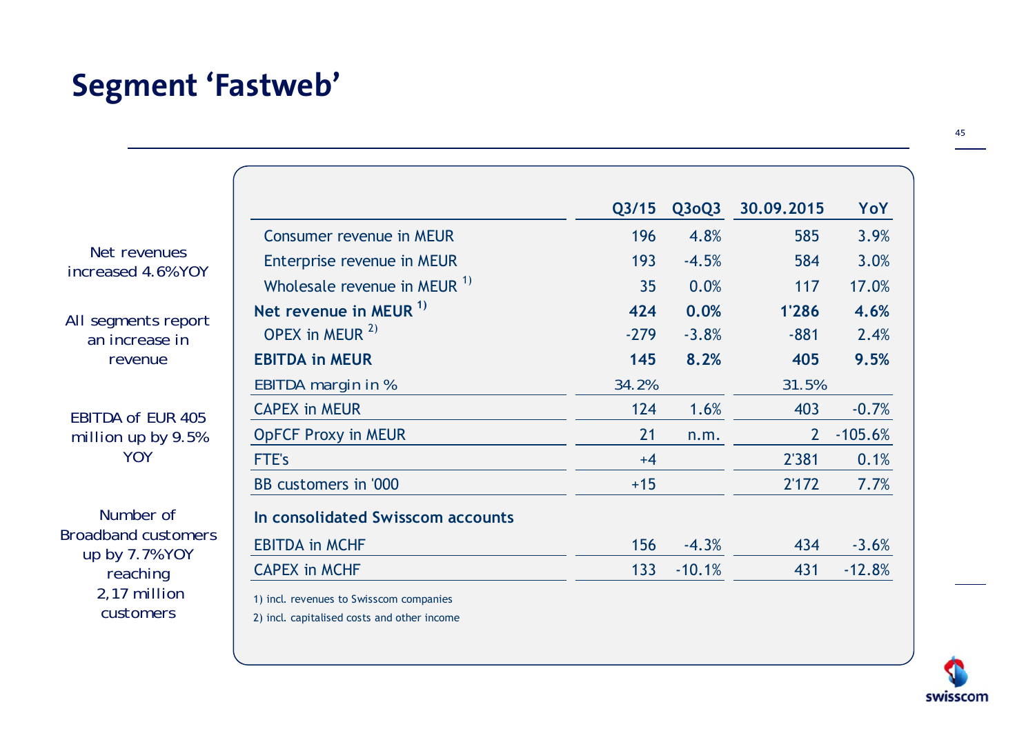# Segment 'Fastweb'

Net revenues increased 4.6%YOY

All segments report an increase in revenue

EBITDA of EUR 405 million up by 9.5% YOY

Number of Broadband customers up by 7.7%YOY reaching 2,17 million customers

| | Q3/15 | Q3oQ3 | 30.09.2015 | YoY |
|---|---|---|---|---|
| Consumer revenue in MEUR | 196 | 4.8% | 585 | 3.9% |
| Enterprise revenue in MEUR | 193 | -4.5% | 584 | 3.0% |
| Wholesale revenue in MEUR [1] | 35 | 0.0% | 117 | 17.0% |
| **Net revenue in MEUR [1]** | **424** | **0.0%** | **1'286** | **4.6%** |
| OPEX in MEUR [2] | -279 | -3.8% | -881 | 2.4% |
| **EBITDA in MEUR** | **145** | **8.2%** | **405** | **9.5%** |
| EBITDA margin in % | 34.2% | | 31.5% | |
| CAPEX in MEUR | 124 | 1.6% | 403 | -0.7% |
| OpFCF Proxy in MEUR | 21 | n.m. | 2 | -105.6% |
| FTE's | +4 | | 2'381 | 0.1% |
| BB customers in '000 | +15 | | 2'172 | 7.7% |
| **In consolidated Swisscom accounts** | | | | |
| EBITDA in MCHF | 156 | -4.3% | 434 | -3.6% |
| CAPEX in MCHF | 133 | -10.1% | 431 | -12.8% |

1) incl. revenues to Swisscom companies

2) incl. capitalised costs and other income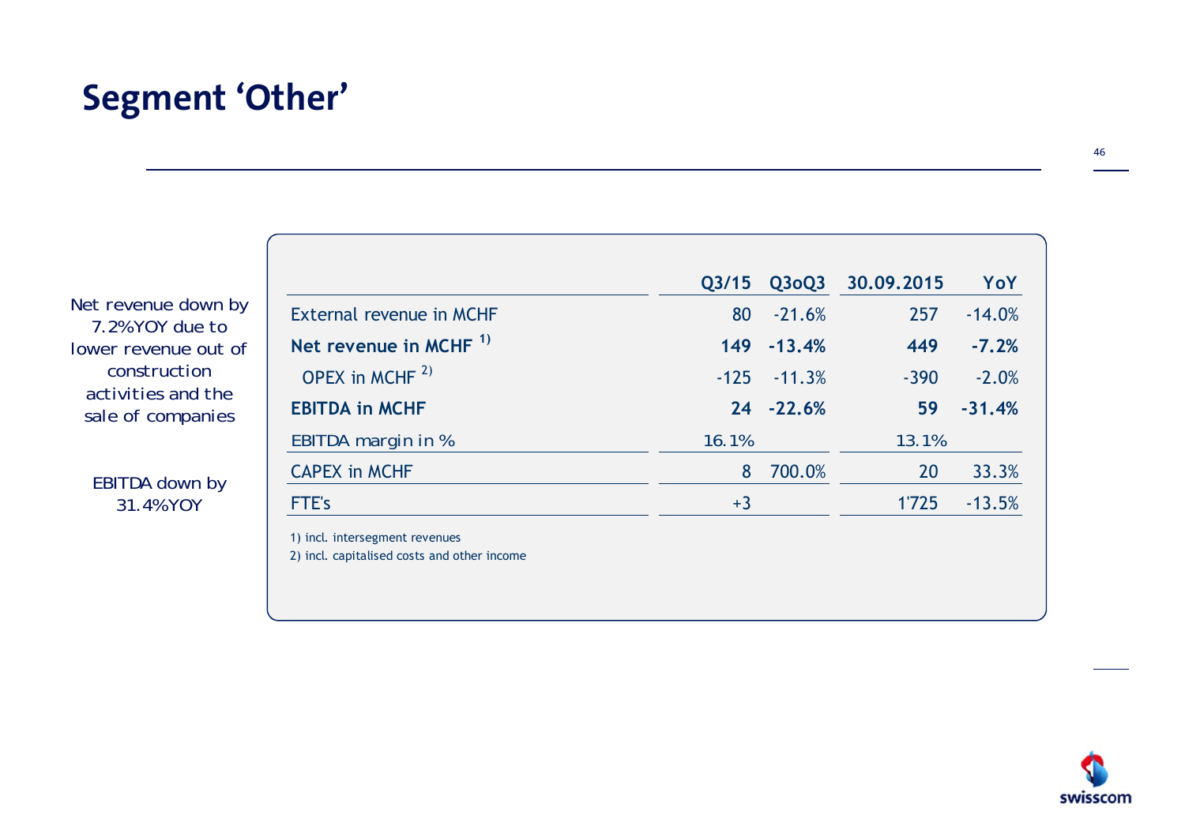# Segment 'Other'

Net revenue down by 7.2%YOY due to lower revenue out of construction activities and the sale of companies

EBITDA down by 31.4%YOY

| | Q3/15 | Q3oQ3 | 30.09.2015 | YoY |
|---|---|---|---|---|
| External revenue in MCHF | 80 | -21.6% | 257 | -14.0% |
| **Net revenue in MCHF [1)]** | **149** | **-13.4%** | **449** | **-7.2%** |
| OPEX in MCHF [2)] | -125 | -11.3% | -390 | -2.0% |
| **EBITDA in MCHF** | **24** | **-22.6%** | **59** | **-31.4%** |
| EBITDA margin in % | 16.1% | | 13.1% | |
| CAPEX in MCHF | 8 | 700.0% | 20 | 33.3% |
| FTE's | +3 | | 1'725 | -13.5% |

1) incl. intersegment revenues
2) incl. capitalised costs and other income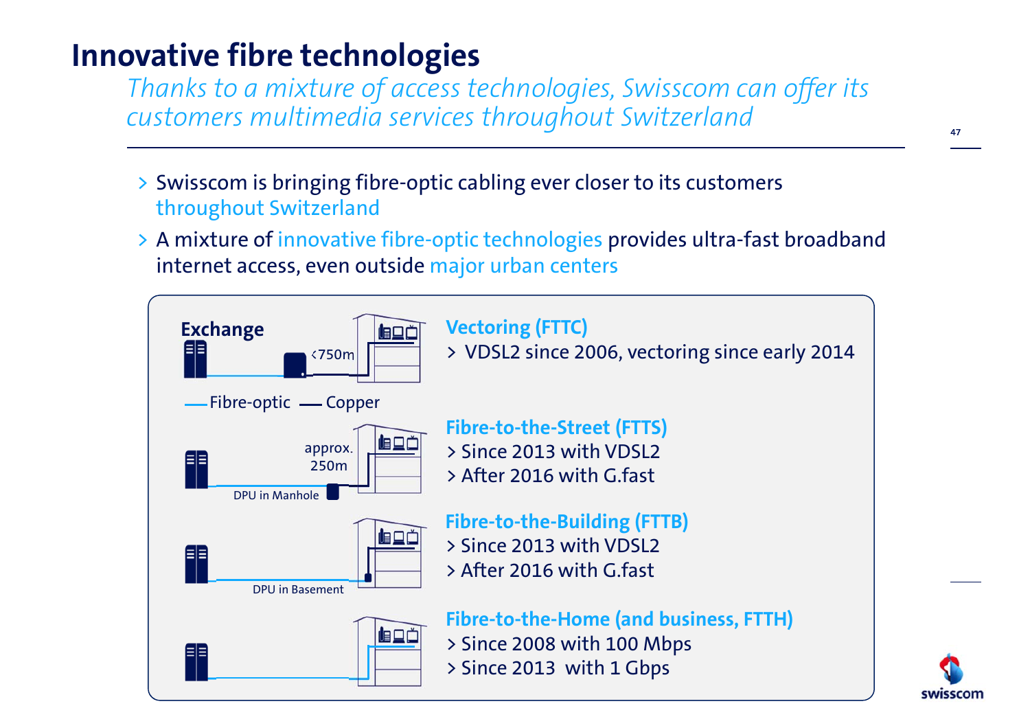# Innovative fibre technologies

*Thanks to a mixture of access technologies, Swisscom can offer its customers multimedia services throughout Switzerland*

- Swisscom is bringing fibre-optic cabling ever closer to its customers throughout Switzerland
- A mixture of innovative fibre-optic technologies provides ultra-fast broadband internet access, even outside major urban centers

Exchange

<750m

— Fibre-optic — Copper

approx. 250m

DPU in Manhole

DPU in Basement

**Vectoring (FTTC)**
- VDSL2 since 2006, vectoring since early 2014

**Fibre-to-the-Street (FTTS)**
- Since 2013 with VDSL2
- After 2016 with G.fast

**Fibre-to-the-Building (FTTB)**
- Since 2013 with VDSL2
- After 2016 with G.fast

**Fibre-to-the-Home (and business, FTTH)**
- Since 2008 with 100 Mbps
- Since 2013 with 1 Gbps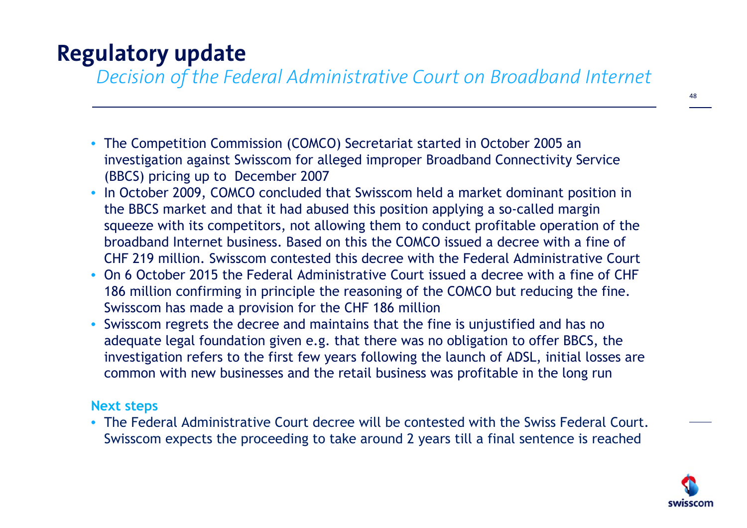# Regulatory update

*Decision of the Federal Administrative Court on Broadband Internet*

- The Competition Commission (COMCO) Secretariat started in October 2005 an investigation against Swisscom for alleged improper Broadband Connectivity Service (BBCS) pricing up to December 2007
- In October 2009, COMCO concluded that Swisscom held a market dominant position in the BBCS market and that it had abused this position applying a so-called margin squeeze with its competitors, not allowing them to conduct profitable operation of the broadband Internet business. Based on this the COMCO issued a decree with a fine of CHF 219 million. Swisscom contested this decree with the Federal Administrative Court
- On 6 October 2015 the Federal Administrative Court issued a decree with a fine of CHF 186 million confirming in principle the reasoning of the COMCO but reducing the fine. Swisscom has made a provision for the CHF 186 million
- Swisscom regrets the decree and maintains that the fine is unjustified and has no adequate legal foundation given e.g. that there was no obligation to offer BBCS, the investigation refers to the first few years following the launch of ADSL, initial losses are common with new businesses and the retail business was profitable in the long run

**Next steps**

- The Federal Administrative Court decree will be contested with the Swiss Federal Court. Swisscom expects the proceeding to take around 2 years till a final sentence is reached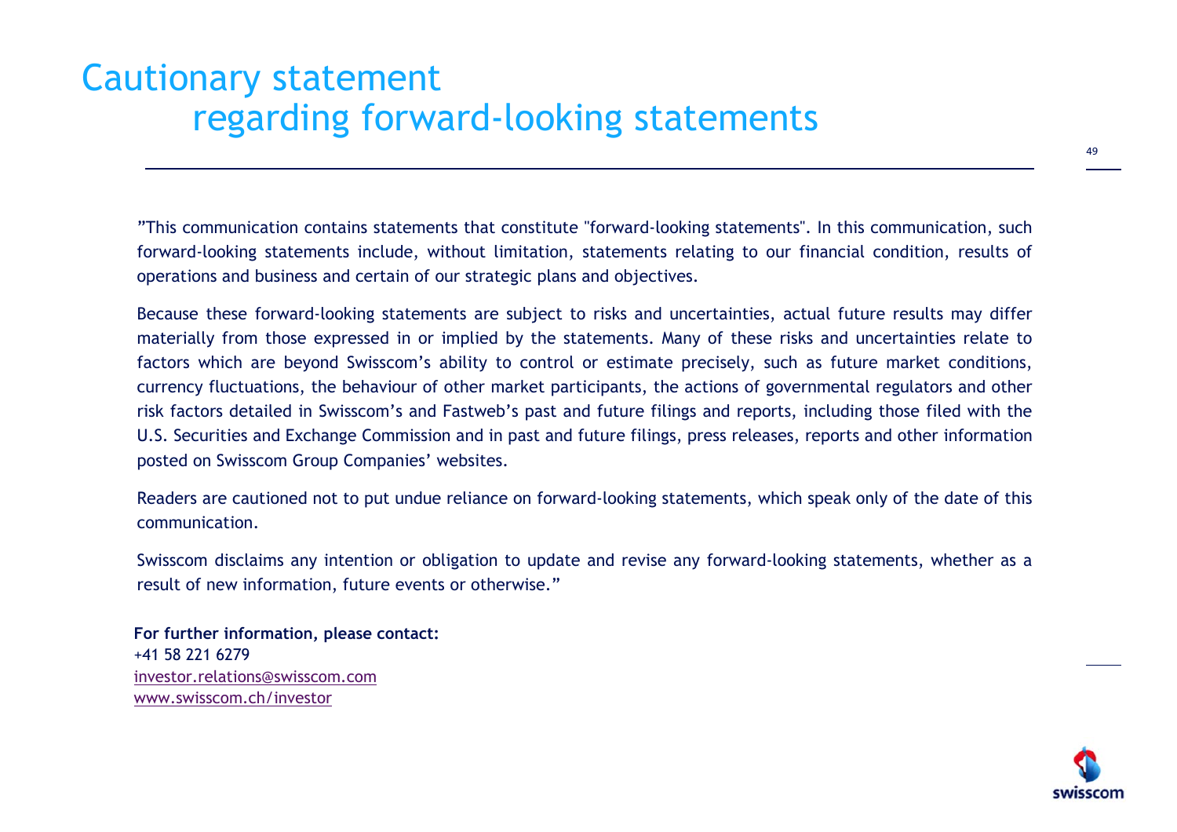# Cautionary statement regarding forward-looking statements

”This communication contains statements that constitute "forward-looking statements". In this communication, such forward-looking statements include, without limitation, statements relating to our financial condition, results of operations and business and certain of our strategic plans and objectives.

Because these forward-looking statements are subject to risks and uncertainties, actual future results may differ materially from those expressed in or implied by the statements. Many of these risks and uncertainties relate to factors which are beyond Swisscom’s ability to control or estimate precisely, such as future market conditions, currency fluctuations, the behaviour of other market participants, the actions of governmental regulators and other risk factors detailed in Swisscom’s and Fastweb’s past and future filings and reports, including those filed with the U.S. Securities and Exchange Commission and in past and future filings, press releases, reports and other information posted on Swisscom Group Companies’ websites.

Readers are cautioned not to put undue reliance on forward-looking statements, which speak only of the date of this communication.

Swisscom disclaims any intention or obligation to update and revise any forward-looking statements, whether as a result of new information, future events or otherwise.”

**For further information, please contact:**
+41 58 221 6279
investor.relations@swisscom.com
www.swisscom.ch/investor

swisscom